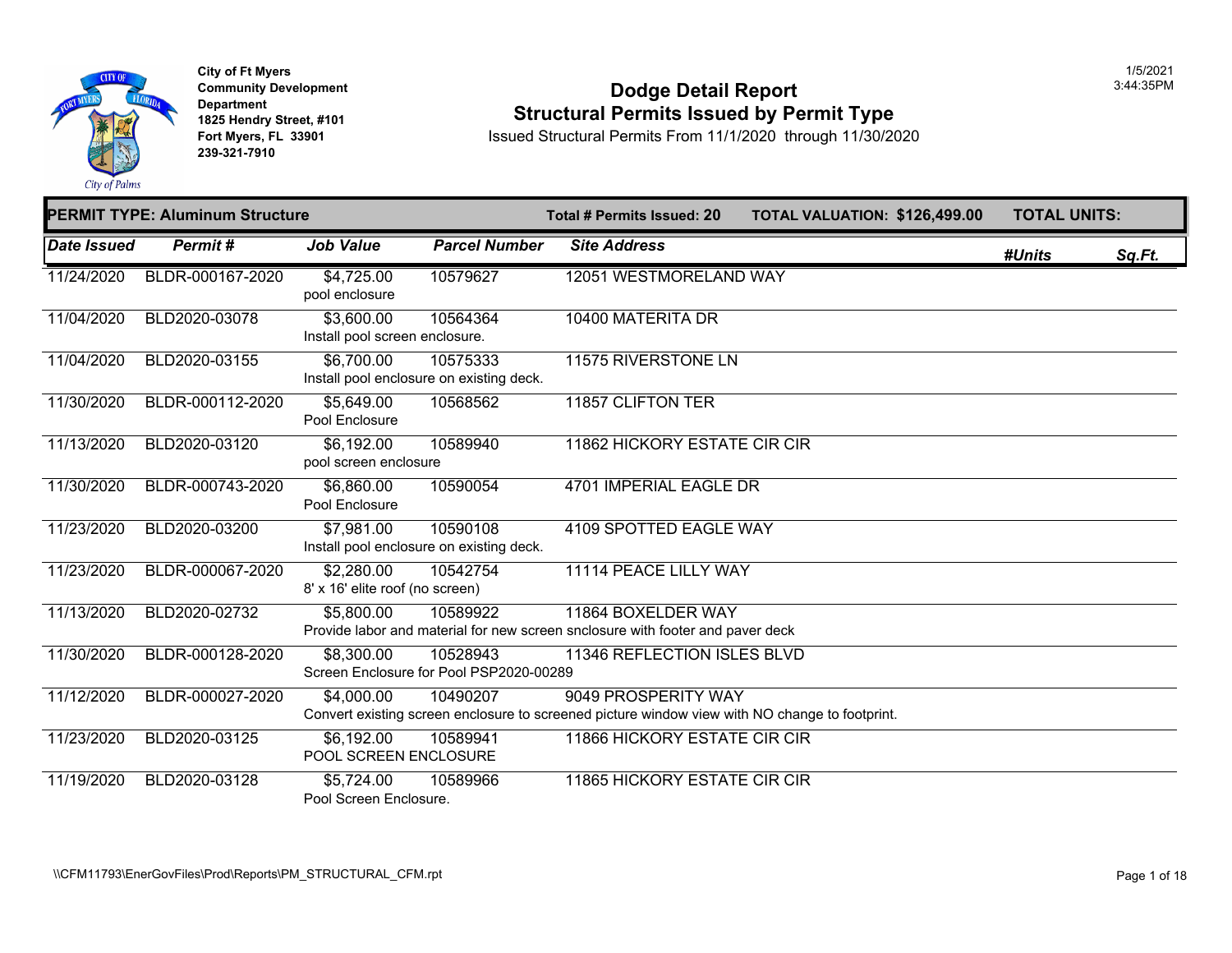City of Ft Myers
Community Development Department
1825 Hendry Street, #101
Fort Myers, FL 33901
239-321-7910

1/5/2021
3:44:35PM

# Dodge Detail Report
## Structural Permits Issued by Permit Type

Issued Structural Permits From 11/1/2020 through 11/30/2020

**PERMIT TYPE: Aluminum Structure** | **Total # Permits Issued: 20** | **TOTAL VALUATION: $126,499.00** | **TOTAL UNITS:**

| Date Issued | Permit # | Job Value | Parcel Number | Site Address | #Units | Sq.Ft. |
|---|---|---|---|---|---|---|
| 11/24/2020 | BLDR-000167-2020 | $4,725.00<br>pool enclosure | 10579627 | 12051 WESTMORELAND WAY | | |
| 11/04/2020 | BLD2020-03078 | $3,600.00<br>Install pool screen enclosure. | 10564364 | 10400 MATERITA DR | | |
| 11/04/2020 | BLD2020-03155 | $6,700.00<br>Install pool enclosure on existing deck. | 10575333 | 11575 RIVERSTONE LN | | |
| 11/30/2020 | BLDR-000112-2020 | $5,649.00<br>Pool Enclosure | 10568562 | 11857 CLIFTON TER | | |
| 11/13/2020 | BLD2020-03120 | $6,192.00<br>pool screen enclosure | 10589940 | 11862 HICKORY ESTATE CIR CIR | | |
| 11/30/2020 | BLDR-000743-2020 | $6,860.00<br>Pool Enclosure | 10590054 | 4701 IMPERIAL EAGLE DR | | |
| 11/23/2020 | BLD2020-03200 | $7,981.00<br>Install pool enclosure on existing deck. | 10590108 | 4109 SPOTTED EAGLE WAY | | |
| 11/23/2020 | BLDR-000067-2020 | $2,280.00<br>8' x 16' elite roof (no screen) | 10542754 | 11114 PEACE LILLY WAY | | |
| 11/13/2020 | BLD2020-02732 | $5,800.00<br>Provide labor and material for new screen snclosure with footer and paver deck | 10589922 | 11864 BOXELDER WAY | | |
| 11/30/2020 | BLDR-000128-2020 | $8,300.00<br>Screen Enclosure for Pool PSP2020-00289 | 10528943 | 11346 REFLECTION ISLES BLVD | | |
| 11/12/2020 | BLDR-000027-2020 | $4,000.00<br>Convert existing screen enclosure to screened picture window view with NO change to footprint. | 10490207 | 9049 PROSPERITY WAY | | |
| 11/23/2020 | BLD2020-03125 | $6,192.00<br>POOL SCREEN ENCLOSURE | 10589941 | 11866 HICKORY ESTATE CIR CIR | | |
| 11/19/2020 | BLD2020-03128 | $5,724.00<br>Pool Screen Enclosure. | 10589966 | 11865 HICKORY ESTATE CIR CIR | | |

\\CFM11793\EnerGovFiles\Prod\Reports\PM_STRUCTURAL_CFM.rpt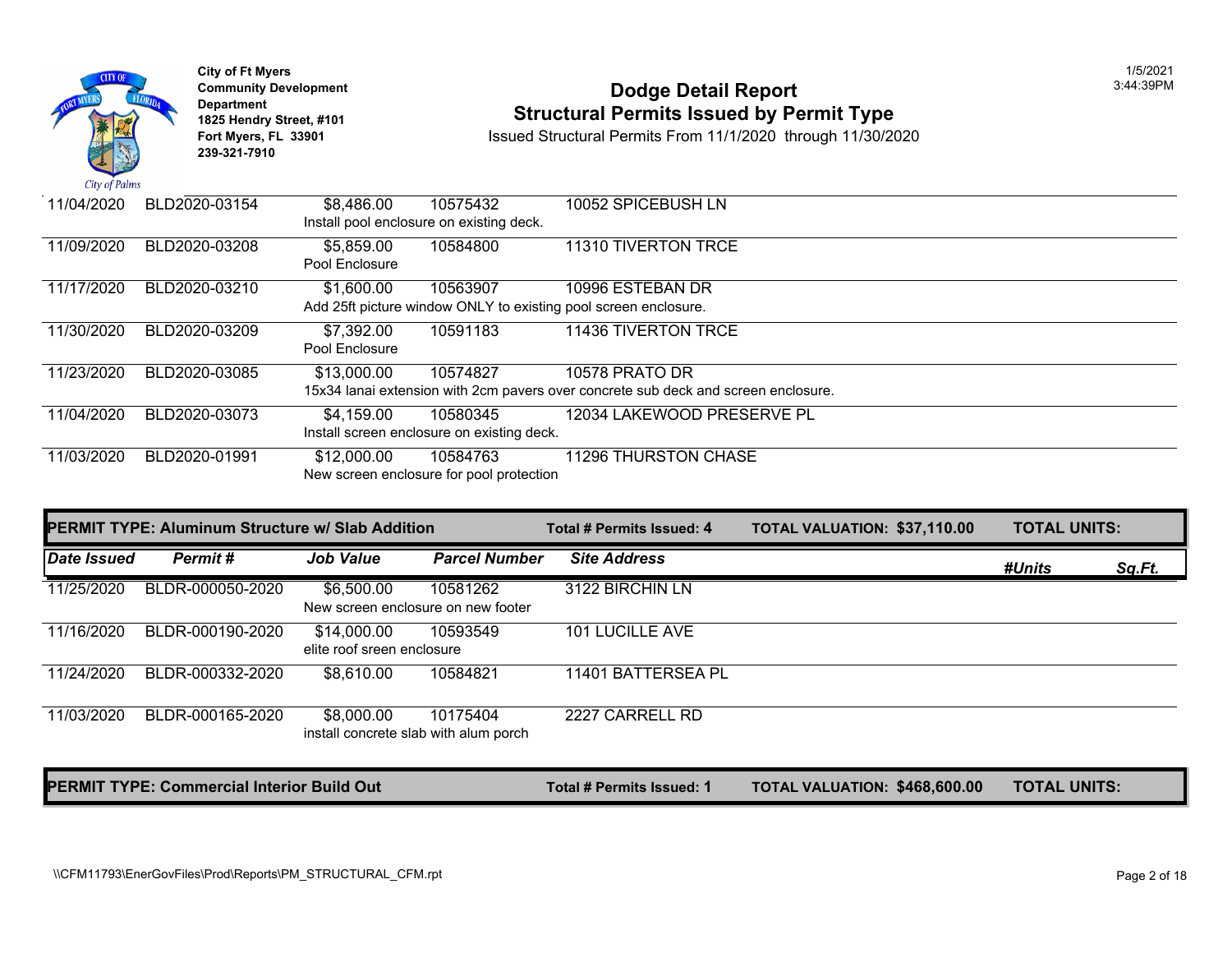City of Ft Myers
Community Development Department
1825 Hendry Street, #101
Fort Myers, FL 33901
239-321-7910

# Dodge Detail Report
## Structural Permits Issued by Permit Type
Issued Structural Permits From 11/1/2020 through 11/30/2020

1/5/2021
3:44:39PM

| Date Issued | Permit # | Job Value | Parcel Number | Site Address |
|---|---|---|---|---|
| 11/04/2020 | BLD2020-03154 | $8,486.00 | 10575432 | 10052 SPICEBUSH LN |
| | | Install pool enclosure on existing deck. | | |
| 11/09/2020 | BLD2020-03208 | $5,859.00 | 10584800 | 11310 TIVERTON TRCE |
| | | Pool Enclosure | | |
| 11/17/2020 | BLD2020-03210 | $1,600.00 | 10563907 | 10996 ESTEBAN DR |
| | | Add 25ft picture window ONLY to existing pool screen enclosure. | | |
| 11/30/2020 | BLD2020-03209 | $7,392.00 | 10591183 | 11436 TIVERTON TRCE |
| | | Pool Enclosure | | |
| 11/23/2020 | BLD2020-03085 | $13,000.00 | 10574827 | 10578 PRATO DR |
| | | 15x34 lanai extension with 2cm pavers over concrete sub deck and screen enclosure. | | |
| 11/04/2020 | BLD2020-03073 | $4,159.00 | 10580345 | 12034 LAKEWOOD PRESERVE PL |
| | | Install screen enclosure on existing deck. | | |
| 11/03/2020 | BLD2020-01991 | $12,000.00 | 10584763 | 11296 THURSTON CHASE |
| | | New screen enclosure for pool protection | | |

**PERMIT TYPE: Aluminum Structure w/ Slab Addition** | **Total # Permits Issued: 4** | **TOTAL VALUATION: $37,110.00** | **TOTAL UNITS:**

| Date Issued | Permit # | Job Value | Parcel Number | Site Address | #Units | Sq.Ft. |
|---|---|---|---|---|---|---|
| 11/25/2020 | BLDR-000050-2020 | $6,500.00 | 10581262 | 3122 BIRCHIN LN | | |
| | | New screen enclosure on new footer | | | | |
| 11/16/2020 | BLDR-000190-2020 | $14,000.00 | 10593549 | 101 LUCILLE AVE | | |
| | | elite roof sreen enclosure | | | | |
| 11/24/2020 | BLDR-000332-2020 | $8,610.00 | 10584821 | 11401 BATTERSEA PL | | |
| 11/03/2020 | BLDR-000165-2020 | $8,000.00 | 10175404 | 2227 CARRELL RD | | |
| | | install concrete slab with alum porch | | | | |

**PERMIT TYPE: Commercial Interior Build Out** | **Total # Permits Issued: 1** | **TOTAL VALUATION: $468,600.00** | **TOTAL UNITS:**

\\CFM11793\EnerGovFiles\Prod\Reports\PM_STRUCTURAL_CFM.rpt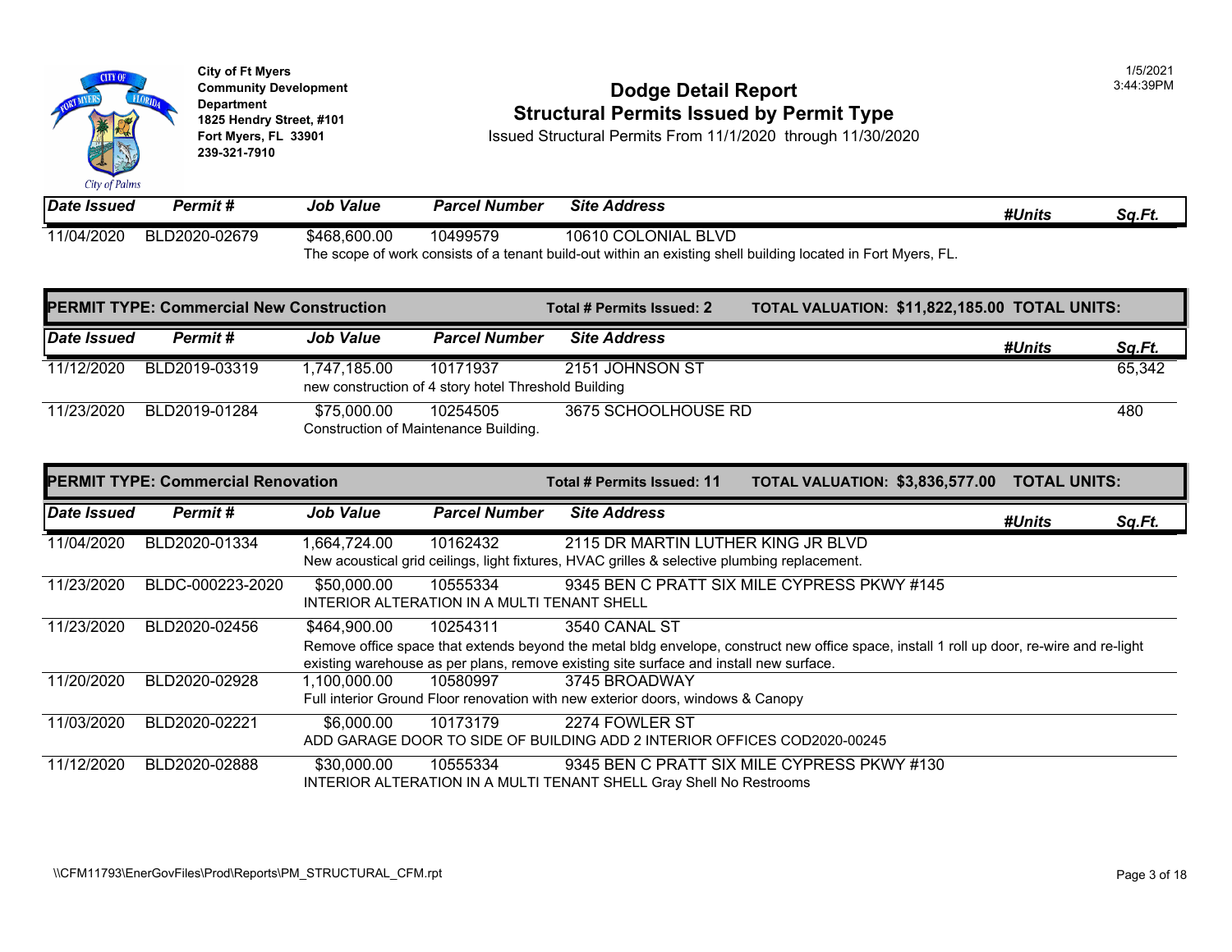**City of Ft Myers**
**Community Development Department**
**1825 Hendry Street, #101**
**Fort Myers, FL 33901**
**239-321-7910**

# Dodge Detail Report
## Structural Permits Issued by Permit Type

Issued Structural Permits From 11/1/2020 through 11/30/2020

1/5/2021
3:44:39PM

| Date Issued | Permit # | Job Value | Parcel Number | Site Address | #Units | Sq.Ft. |
|---|---|---|---|---|---|---|
| 11/04/2020 | BLD2020-02679 | $468,600.00 | 10499579 | 10610 COLONIAL BLVD | | |
| | | The scope of work consists of a tenant build-out within an existing shell building located in Fort Myers, FL. | | | | |

**PERMIT TYPE: Commercial New Construction** — **Total # Permits Issued: 2** — **TOTAL VALUATION: $11,822,185.00** — **TOTAL UNITS:**

| Date Issued | Permit # | Job Value | Parcel Number | Site Address | #Units | Sq.Ft. |
|---|---|---|---|---|---|---|
| 11/12/2020 | BLD2019-03319 | 1,747,185.00 | 10171937 | 2151 JOHNSON ST | | 65,342 |
| | | new construction of 4 story hotel Threshold Building | | | | |
| 11/23/2020 | BLD2019-01284 | $75,000.00 | 10254505 | 3675 SCHOOLHOUSE RD | | 480 |
| | | Construction of Maintenance Building. | | | | |

**PERMIT TYPE: Commercial Renovation** — **Total # Permits Issued: 11** — **TOTAL VALUATION: $3,836,577.00** — **TOTAL UNITS:**

| Date Issued | Permit # | Job Value | Parcel Number | Site Address | #Units | Sq.Ft. |
|---|---|---|---|---|---|---|
| 11/04/2020 | BLD2020-01334 | 1,664,724.00 | 10162432 | 2115 DR MARTIN LUTHER KING JR BLVD | | |
| | | New acoustical grid ceilings, light fixtures, HVAC grilles & selective plumbing replacement. | | | | |
| 11/23/2020 | BLDC-000223-2020 | $50,000.00 | 10555334 | 9345 BEN C PRATT SIX MILE CYPRESS PKWY #145 | | |
| | | INTERIOR ALTERATION IN A MULTI TENANT SHELL | | | | |
| 11/23/2020 | BLD2020-02456 | $464,900.00 | 10254311 | 3540 CANAL ST | | |
| | | Remove office space that extends beyond the metal bldg envelope, construct new office space, install 1 roll up door, re-wire and re-light existing warehouse as per plans, remove existing site surface and install new surface. | | | | |
| 11/20/2020 | BLD2020-02928 | 1,100,000.00 | 10580997 | 3745 BROADWAY | | |
| | | Full interior Ground Floor renovation with new exterior doors, windows & Canopy | | | | |
| 11/03/2020 | BLD2020-02221 | $6,000.00 | 10173179 | 2274 FOWLER ST | | |
| | | ADD GARAGE DOOR TO SIDE OF BUILDING ADD 2 INTERIOR OFFICES COD2020-00245 | | | | |
| 11/12/2020 | BLD2020-02888 | $30,000.00 | 10555334 | 9345 BEN C PRATT SIX MILE CYPRESS PKWY #130 | | |
| | | INTERIOR ALTERATION IN A MULTI TENANT SHELL Gray Shell No Restrooms | | | | |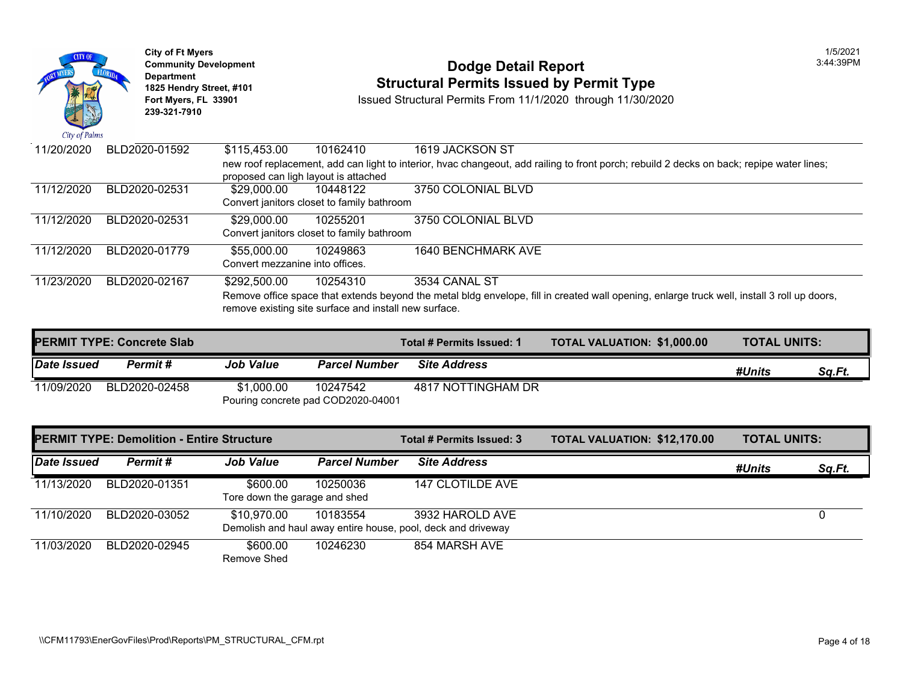City of Ft Myers
Community Development Department
1825 Hendry Street, #101
Fort Myers, FL 33901
239-321-7910

# Dodge Detail Report
## Structural Permits Issued by Permit Type
Issued Structural Permits From 11/1/2020 through 11/30/2020

1/5/2021
3:44:39PM

| Date Issued | Permit # | Job Value | Parcel Number | Site Address | #Units | Sq.Ft. |
|---|---|---|---|---|---|---|
| 11/20/2020 | BLD2020-01592 | $115,453.00 | 10162410 | 1619 JACKSON ST | | |
| | | new roof replacement, add can light to interior, hvac changeout, add railing to front porch; rebuild 2 decks on back; repipe water lines; proposed can ligh layout is attached | | | | |
| 11/12/2020 | BLD2020-02531 | $29,000.00 | 10448122 | 3750 COLONIAL BLVD | | |
| | | Convert janitors closet to family bathroom | | | | |
| 11/12/2020 | BLD2020-02531 | $29,000.00 | 10255201 | 3750 COLONIAL BLVD | | |
| | | Convert janitors closet to family bathroom | | | | |
| 11/12/2020 | BLD2020-01779 | $55,000.00 | 10249863 | 1640 BENCHMARK AVE | | |
| | | Convert mezzanine into offices. | | | | |
| 11/23/2020 | BLD2020-02167 | $292,500.00 | 10254310 | 3534 CANAL ST | | |
| | | Remove office space that extends beyond the metal bldg envelope, fill in created wall opening, enlarge truck well, install 3 roll up doors, remove existing site surface and install new surface. | | | | |

**PERMIT TYPE: Concrete Slab** | **Total # Permits Issued: 1** | **TOTAL VALUATION: $1,000.00** | **TOTAL UNITS:**

| Date Issued | Permit # | Job Value | Parcel Number | Site Address | #Units | Sq.Ft. |
|---|---|---|---|---|---|---|
| 11/09/2020 | BLD2020-02458 | $1,000.00 | 10247542 | 4817 NOTTINGHAM DR | | |
| | | Pouring concrete pad COD2020-04001 | | | | |

**PERMIT TYPE: Demolition - Entire Structure** | **Total # Permits Issued: 3** | **TOTAL VALUATION: $12,170.00** | **TOTAL UNITS:**

| Date Issued | Permit # | Job Value | Parcel Number | Site Address | #Units | Sq.Ft. |
|---|---|---|---|---|---|---|
| 11/13/2020 | BLD2020-01351 | $600.00 | 10250036 | 147 CLOTILDE AVE | | |
| | | Tore down the garage and shed | | | | |
| 11/10/2020 | BLD2020-03052 | $10,970.00 | 10183554 | 3932 HAROLD AVE | | 0 |
| | | Demolish and haul away entire house, pool, deck and driveway | | | | |
| 11/03/2020 | BLD2020-02945 | $600.00 | 10246230 | 854 MARSH AVE | | |
| | | Remove Shed | | | | |

\\CFM11793\EnerGovFiles\Prod\Reports\PM_STRUCTURAL_CFM.rpt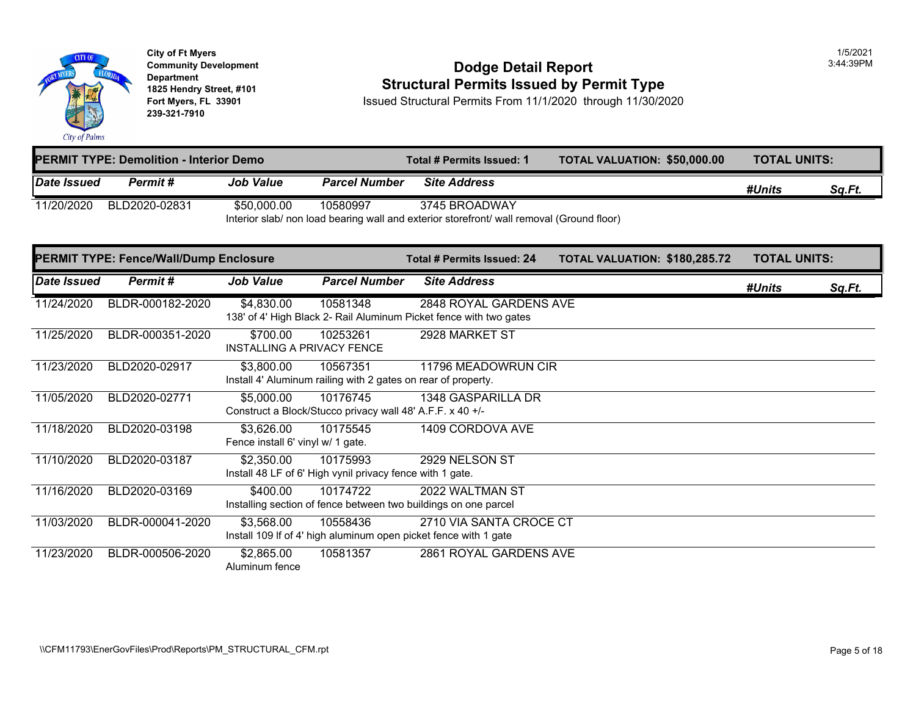City of Ft Myers
Community Development Department
1825 Hendry Street, #101
Fort Myers, FL 33901
239-321-7910

1/5/2021
3:44:39PM

# Dodge Detail Report
## Structural Permits Issued by Permit Type

Issued Structural Permits From 11/1/2020 through 11/30/2020

**PERMIT TYPE: Demolition - Interior Demo** | **Total # Permits Issued: 1** | **TOTAL VALUATION: $50,000.00** | **TOTAL UNITS:**

| Date Issued | Permit # | Job Value | Parcel Number | Site Address | #Units | Sq.Ft. |
|---|---|---|---|---|---|---|
| 11/20/2020 | BLD2020-02831 | $50,000.00 | 10580997 | 3745 BROADWAY | | |
| | | Interior slab/ non load bearing wall and exterior storefront/ wall removal (Ground floor) | | | | |

**PERMIT TYPE: Fence/Wall/Dump Enclosure** | **Total # Permits Issued: 24** | **TOTAL VALUATION: $180,285.72** | **TOTAL UNITS:**

| Date Issued | Permit # | Job Value | Parcel Number | Site Address | #Units | Sq.Ft. |
|---|---|---|---|---|---|---|
| 11/24/2020 | BLDR-000182-2020 | $4,830.00 | 10581348 | 2848 ROYAL GARDENS AVE | | |
| | | 138' of 4' High Black 2- Rail Aluminum Picket fence with two gates | | | | |
| 11/25/2020 | BLDR-000351-2020 | $700.00 | 10253261 | 2928 MARKET ST | | |
| | | INSTALLING A PRIVACY FENCE | | | | |
| 11/23/2020 | BLD2020-02917 | $3,800.00 | 10567351 | 11796 MEADOWRUN CIR | | |
| | | Install 4' Aluminum railing with 2 gates on rear of property. | | | | |
| 11/05/2020 | BLD2020-02771 | $5,000.00 | 10176745 | 1348 GASPARILLA DR | | |
| | | Construct a Block/Stucco privacy wall 48' A.F.F. x 40 +/- | | | | |
| 11/18/2020 | BLD2020-03198 | $3,626.00 | 10175545 | 1409 CORDOVA AVE | | |
| | | Fence install 6' vinyl w/ 1 gate. | | | | |
| 11/10/2020 | BLD2020-03187 | $2,350.00 | 10175993 | 2929 NELSON ST | | |
| | | Install 48 LF of 6' High vynil privacy fence with 1 gate. | | | | |
| 11/16/2020 | BLD2020-03169 | $400.00 | 10174722 | 2022 WALTMAN ST | | |
| | | Installing section of fence between two buildings on one parcel | | | | |
| 11/03/2020 | BLDR-000041-2020 | $3,568.00 | 10558436 | 2710 VIA SANTA CROCE CT | | |
| | | Install 109 lf of 4' high aluminum open picket fence with 1 gate | | | | |
| 11/23/2020 | BLDR-000506-2020 | $2,865.00 | 10581357 | 2861 ROYAL GARDENS AVE | | |
| | | Aluminum fence | | | | |

\\CFM11793\EnerGovFiles\Prod\Reports\PM_STRUCTURAL_CFM.rpt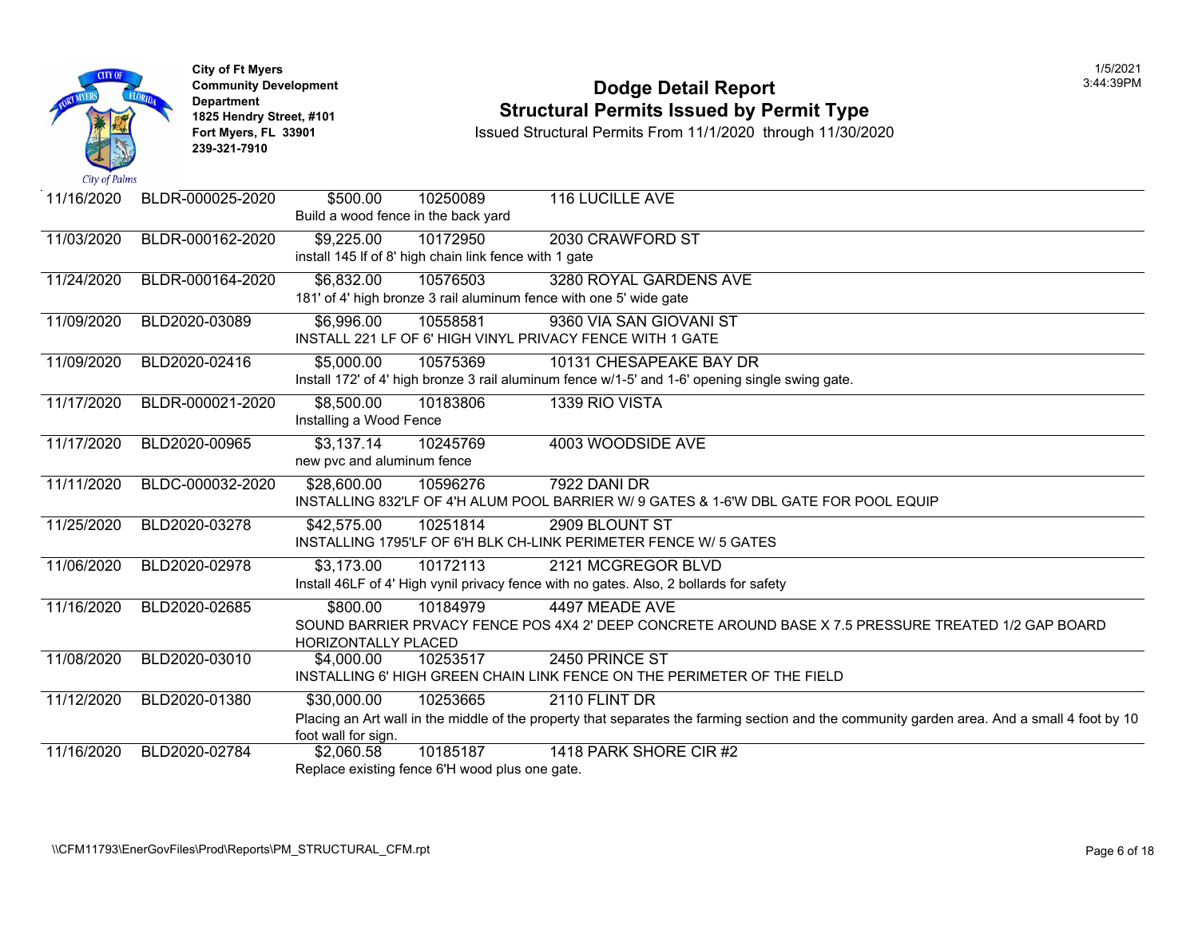City of Ft Myers
Community Development Department
1825 Hendry Street, #101
Fort Myers, FL 33901
239-321-7910

# Dodge Detail Report
## Structural Permits Issued by Permit Type

Issued Structural Permits From 11/1/2020 through 11/30/2020

1/5/2021
3:44:39PM

| Date | Permit No. | Value | Parcel | Address / Description |
|---|---|---|---|---|
| 11/16/2020 | BLDR-000025-2020 | $500.00 | 10250089 | 116 LUCILLE AVE |
| | | | | Build a wood fence in the back yard |
| 11/03/2020 | BLDR-000162-2020 | $9,225.00 | 10172950 | 2030 CRAWFORD ST |
| | | | | install 145 lf of 8' high chain link fence with 1 gate |
| 11/24/2020 | BLDR-000164-2020 | $6,832.00 | 10576503 | 3280 ROYAL GARDENS AVE |
| | | | | 181' of 4' high bronze 3 rail aluminum fence with one 5' wide gate |
| 11/09/2020 | BLD2020-03089 | $6,996.00 | 10558581 | 9360 VIA SAN GIOVANI ST |
| | | | | INSTALL 221 LF OF 6' HIGH VINYL PRIVACY FENCE WITH 1 GATE |
| 11/09/2020 | BLD2020-02416 | $5,000.00 | 10575369 | 10131 CHESAPEAKE BAY DR |
| | | | | Install 172' of 4' high bronze 3 rail aluminum fence w/1-5' and 1-6' opening single swing gate. |
| 11/17/2020 | BLDR-000021-2020 | $8,500.00 | 10183806 | 1339 RIO VISTA |
| | | | | Installing a Wood Fence |
| 11/17/2020 | BLD2020-00965 | $3,137.14 | 10245769 | 4003 WOODSIDE AVE |
| | | | | new pvc and aluminum fence |
| 11/11/2020 | BLDC-000032-2020 | $28,600.00 | 10596276 | 7922 DANI DR |
| | | | | INSTALLING 832'LF OF 4'H ALUM POOL BARRIER W/ 9 GATES & 1-6'W DBL GATE FOR POOL EQUIP |
| 11/25/2020 | BLD2020-03278 | $42,575.00 | 10251814 | 2909 BLOUNT ST |
| | | | | INSTALLING 1795'LF OF 6'H BLK CH-LINK PERIMETER FENCE W/ 5 GATES |
| 11/06/2020 | BLD2020-02978 | $3,173.00 | 10172113 | 2121 MCGREGOR BLVD |
| | | | | Install 46LF of 4' High vynil privacy fence with no gates. Also, 2 bollards for safety |
| 11/16/2020 | BLD2020-02685 | $800.00 | 10184979 | 4497 MEADE AVE |
| | | | | SOUND BARRIER PRVACY FENCE POS 4X4 2' DEEP CONCRETE AROUND BASE X 7.5 PRESSURE TREATED 1/2 GAP BOARD HORIZONTALLY PLACED |
| 11/08/2020 | BLD2020-03010 | $4,000.00 | 10253517 | 2450 PRINCE ST |
| | | | | INSTALLING 6' HIGH GREEN CHAIN LINK FENCE ON THE PERIMETER OF THE FIELD |
| 11/12/2020 | BLD2020-01380 | $30,000.00 | 10253665 | 2110 FLINT DR |
| | | | | Placing an Art wall in the middle of the property that separates the farming section and the community garden area. And a small 4 foot by 10 foot wall for sign. |
| 11/16/2020 | BLD2020-02784 | $2,060.58 | 10185187 | 1418 PARK SHORE CIR #2 |
| | | | | Replace existing fence 6'H wood plus one gate. |

\\CFM11793\EnerGovFiles\Prod\Reports\PM_STRUCTURAL_CFM.rpt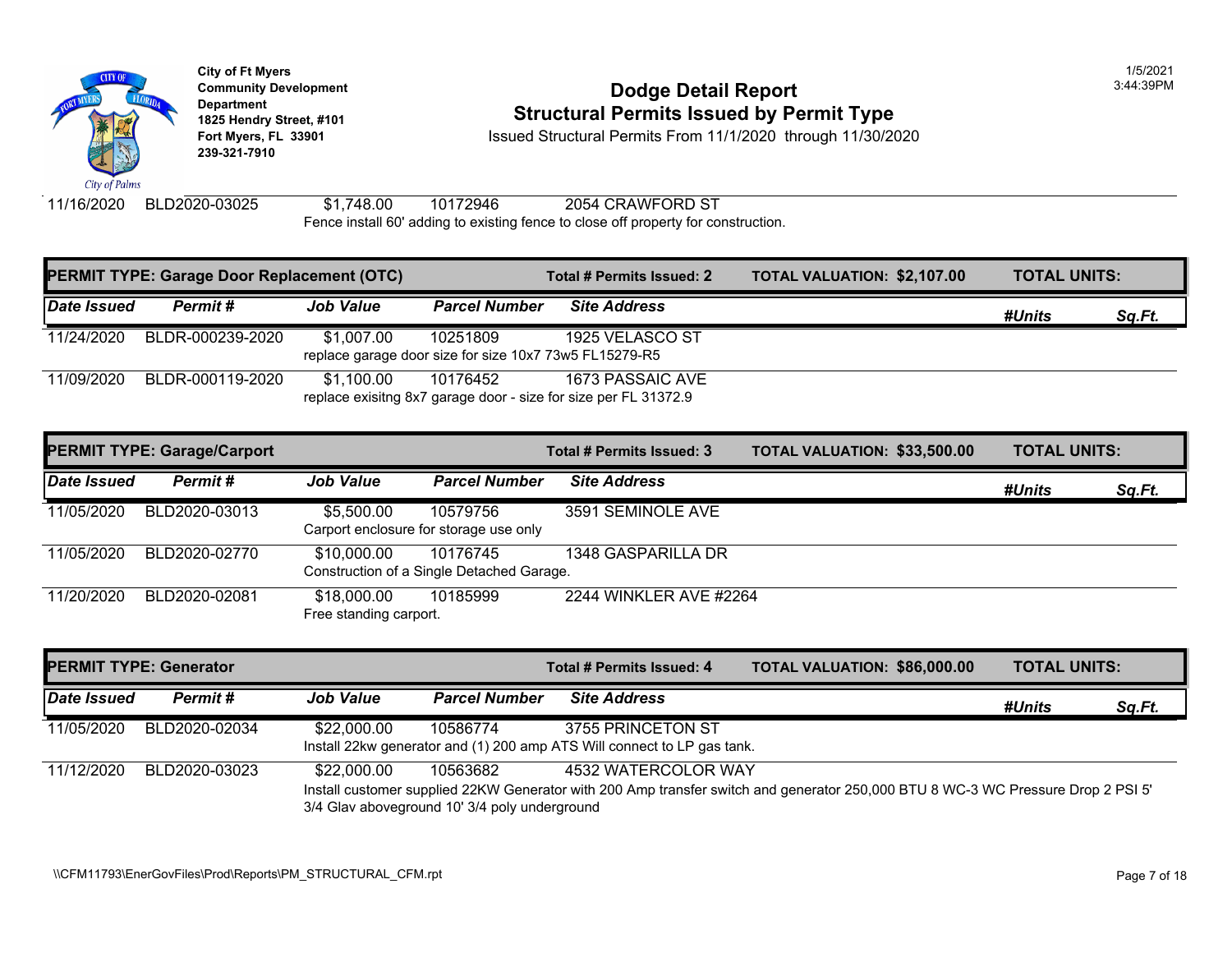City of Ft Myers
Community Development Department
1825 Hendry Street, #101
Fort Myers, FL 33901
239-321-7910

# Dodge Detail Report
## Structural Permits Issued by Permit Type

Issued Structural Permits From 11/1/2020 through 11/30/2020

1/5/2021
3:44:39PM

| Date Issued | Permit # | Job Value | Parcel Number | Site Address | #Units | Sq.Ft. |
|---|---|---|---|---|---|---|
| 11/16/2020 | BLD2020-03025 | $1,748.00 | 10172946 | 2054 CRAWFORD ST | | |
| | | Fence install 60' adding to existing fence to close off property for construction. | | | | |

**PERMIT TYPE: Garage Door Replacement (OTC)** — Total # Permits Issued: 2 — TOTAL VALUATION: $2,107.00 — TOTAL UNITS:

| Date Issued | Permit # | Job Value | Parcel Number | Site Address | #Units | Sq.Ft. |
|---|---|---|---|---|---|---|
| 11/24/2020 | BLDR-000239-2020 | $1,007.00 | 10251809 | 1925 VELASCO ST | | |
| | | replace garage door size for size 10x7 73w5 FL15279-R5 | | | | |
| 11/09/2020 | BLDR-000119-2020 | $1,100.00 | 10176452 | 1673 PASSAIC AVE | | |
| | | replace exisitng 8x7 garage door - size for size per FL 31372.9 | | | | |

**PERMIT TYPE: Garage/Carport** — Total # Permits Issued: 3 — TOTAL VALUATION: $33,500.00 — TOTAL UNITS:

| Date Issued | Permit # | Job Value | Parcel Number | Site Address | #Units | Sq.Ft. |
|---|---|---|---|---|---|---|
| 11/05/2020 | BLD2020-03013 | $5,500.00 | 10579756 | 3591 SEMINOLE AVE | | |
| | | Carport enclosure for storage use only | | | | |
| 11/05/2020 | BLD2020-02770 | $10,000.00 | 10176745 | 1348 GASPARILLA DR | | |
| | | Construction of a Single Detached Garage. | | | | |
| 11/20/2020 | BLD2020-02081 | $18,000.00 | 10185999 | 2244 WINKLER AVE #2264 | | |
| | | Free standing carport. | | | | |

**PERMIT TYPE: Generator** — Total # Permits Issued: 4 — TOTAL VALUATION: $86,000.00 — TOTAL UNITS:

| Date Issued | Permit # | Job Value | Parcel Number | Site Address | #Units | Sq.Ft. |
|---|---|---|---|---|---|---|
| 11/05/2020 | BLD2020-02034 | $22,000.00 | 10586774 | 3755 PRINCETON ST | | |
| | | Install 22kw generator and (1) 200 amp ATS Will connect to LP gas tank. | | | | |
| 11/12/2020 | BLD2020-03023 | $22,000.00 | 10563682 | 4532 WATERCOLOR WAY | | |
| | | Install customer supplied 22KW Generator with 200 Amp transfer switch and generator 250,000 BTU 8 WC-3 WC Pressure Drop 2 PSI 5' 3/4 Glav aboveground 10' 3/4 poly underground | | | | |

\\CFM11793\EnerGovFiles\Prod\Reports\PM_STRUCTURAL_CFM.rpt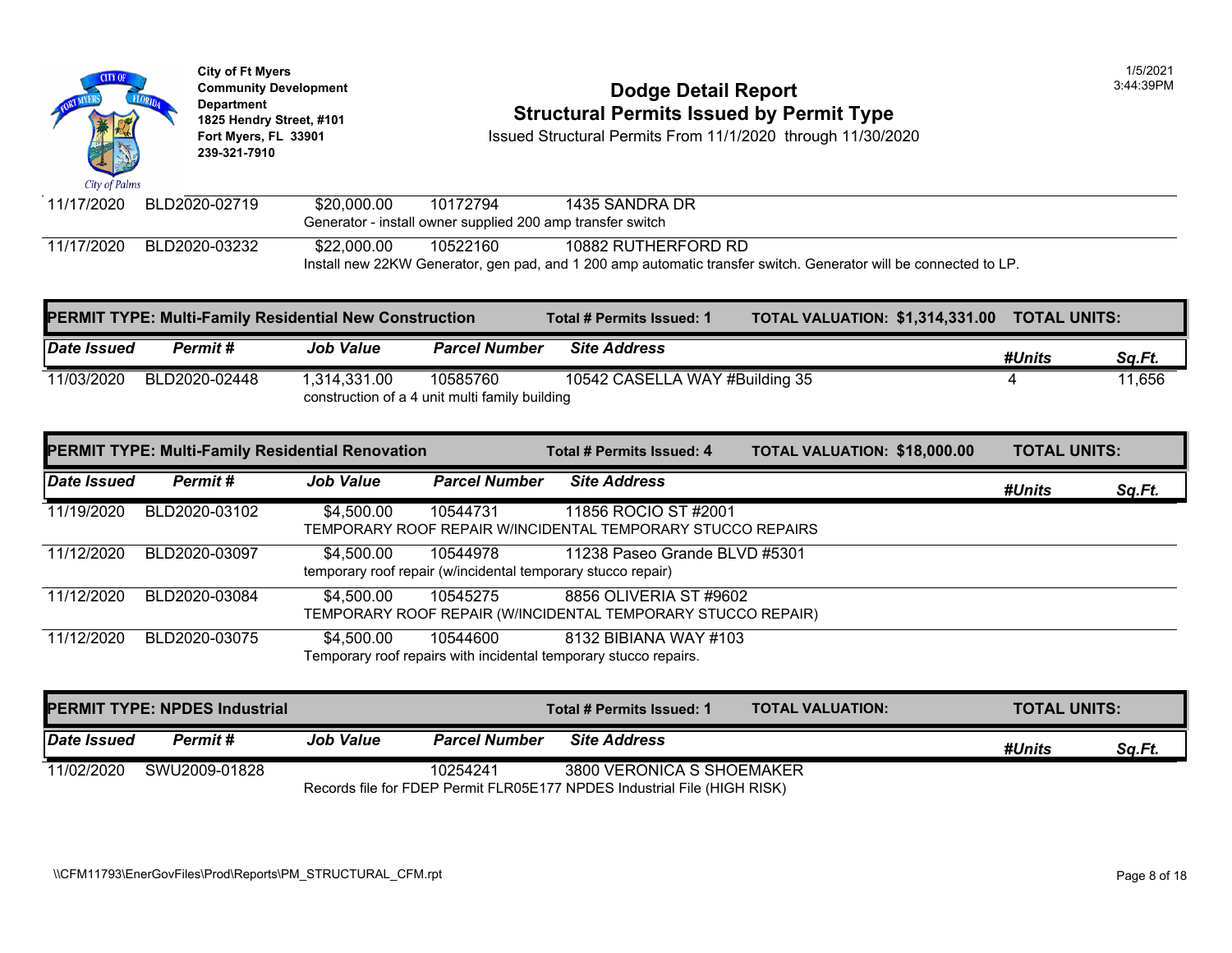City of Ft Myers
Community Development Department
1825 Hendry Street, #101
Fort Myers, FL 33901
239-321-7910

# Dodge Detail Report
## Structural Permits Issued by Permit Type
Issued Structural Permits From 11/1/2020 through 11/30/2020

1/5/2021
3:44:39PM

| Date Issued | Permit # | Job Value | Parcel Number | Site Address | #Units | Sq.Ft. |
|---|---|---|---|---|---|---|
| 11/17/2020 | BLD2020-02719 | $20,000.00 | 10172794 | 1435 SANDRA DR | | |
| | | Generator - install owner supplied 200 amp transfer switch | | | | |
| 11/17/2020 | BLD2020-03232 | $22,000.00 | 10522160 | 10882 RUTHERFORD RD | | |
| | | Install new 22KW Generator, gen pad, and 1 200 amp automatic transfer switch. Generator will be connected to LP. | | | | |

**PERMIT TYPE: Multi-Family Residential New Construction** — Total # Permits Issued: 1 — TOTAL VALUATION: $1,314,331.00 — TOTAL UNITS:

| Date Issued | Permit # | Job Value | Parcel Number | Site Address | #Units | Sq.Ft. |
|---|---|---|---|---|---|---|
| 11/03/2020 | BLD2020-02448 | 1,314,331.00 | 10585760 | 10542 CASELLA WAY #Building 35 | 4 | 11,656 |
| | | construction of a 4 unit multi family building | | | | |

**PERMIT TYPE: Multi-Family Residential Renovation** — Total # Permits Issued: 4 — TOTAL VALUATION: $18,000.00 — TOTAL UNITS:

| Date Issued | Permit # | Job Value | Parcel Number | Site Address | #Units | Sq.Ft. |
|---|---|---|---|---|---|---|
| 11/19/2020 | BLD2020-03102 | $4,500.00 | 10544731 | 11856 ROCIO ST #2001 | | |
| | | TEMPORARY ROOF REPAIR W/INCIDENTAL TEMPORARY STUCCO REPAIRS | | | | |
| 11/12/2020 | BLD2020-03097 | $4,500.00 | 10544978 | 11238 Paseo Grande BLVD #5301 | | |
| | | temporary roof repair (w/incidental temporary stucco repair) | | | | |
| 11/12/2020 | BLD2020-03084 | $4,500.00 | 10545275 | 8856 OLIVERIA ST #9602 | | |
| | | TEMPORARY ROOF REPAIR (W/INCIDENTAL TEMPORARY STUCCO REPAIR) | | | | |
| 11/12/2020 | BLD2020-03075 | $4,500.00 | 10544600 | 8132 BIBIANA WAY #103 | | |
| | | Temporary roof repairs with incidental temporary stucco repairs. | | | | |

**PERMIT TYPE: NPDES Industrial** — Total # Permits Issued: 1 — TOTAL VALUATION: — TOTAL UNITS:

| Date Issued | Permit # | Job Value | Parcel Number | Site Address | #Units | Sq.Ft. |
|---|---|---|---|---|---|---|
| 11/02/2020 | SWU2009-01828 | | 10254241 | 3800 VERONICA S SHOEMAKER | | |
| | | Records file for FDEP Permit FLR05E177 NPDES Industrial File (HIGH RISK) | | | | |

\\CFM11793\EnerGovFiles\Prod\Reports\PM_STRUCTURAL_CFM.rpt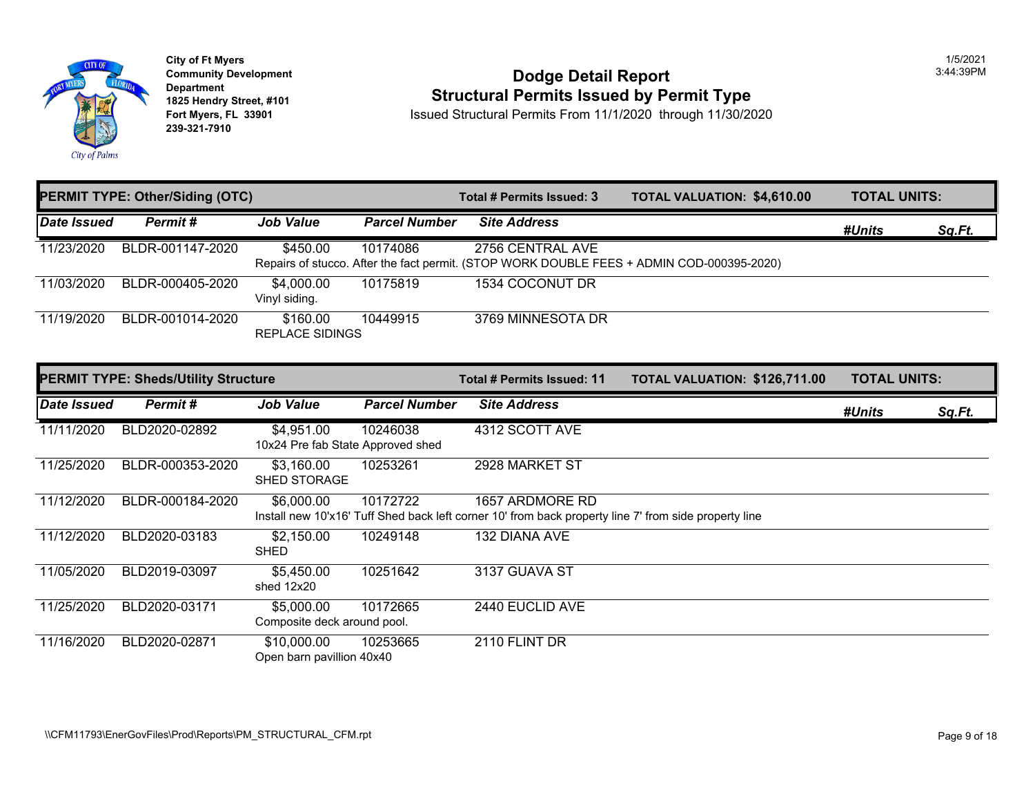City of Ft Myers
Community Development Department
1825 Hendry Street, #101
Fort Myers, FL 33901
239-321-7910

# Dodge Detail Report
## Structural Permits Issued by Permit Type

Issued Structural Permits From 11/1/2020 through 11/30/2020

1/5/2021
3:44:39PM

**PERMIT TYPE: Other/Siding (OTC)** — **Total # Permits Issued: 3** — **TOTAL VALUATION: $4,610.00** — **TOTAL UNITS:**

| Date Issued | Permit # | Job Value | Parcel Number | Site Address | #Units | Sq.Ft. |
|---|---|---|---|---|---|---|
| 11/23/2020 | BLDR-001147-2020 | $450.00 | 10174086 | 2756 CENTRAL AVE | | |
| | | Repairs of stucco. After the fact permit. (STOP WORK DOUBLE FEES + ADMIN COD-000395-2020) | | | | |
| 11/03/2020 | BLDR-000405-2020 | $4,000.00 | 10175819 | 1534 COCONUT DR | | |
| | | Vinyl siding. | | | | |
| 11/19/2020 | BLDR-001014-2020 | $160.00 | 10449915 | 3769 MINNESOTA DR | | |
| | | REPLACE SIDINGS | | | | |

**PERMIT TYPE: Sheds/Utility Structure** — **Total # Permits Issued: 11** — **TOTAL VALUATION: $126,711.00** — **TOTAL UNITS:**

| Date Issued | Permit # | Job Value | Parcel Number | Site Address | #Units | Sq.Ft. |
|---|---|---|---|---|---|---|
| 11/11/2020 | BLD2020-02892 | $4,951.00 | 10246038 | 4312 SCOTT AVE | | |
| | | 10x24 Pre fab State Approved shed | | | | |
| 11/25/2020 | BLDR-000353-2020 | $3,160.00 | 10253261 | 2928 MARKET ST | | |
| | | SHED STORAGE | | | | |
| 11/12/2020 | BLDR-000184-2020 | $6,000.00 | 10172722 | 1657 ARDMORE RD | | |
| | | Install new 10'x16' Tuff Shed back left corner 10' from back property line 7' from side property line | | | | |
| 11/12/2020 | BLD2020-03183 | $2,150.00 | 10249148 | 132 DIANA AVE | | |
| | | SHED | | | | |
| 11/05/2020 | BLD2019-03097 | $5,450.00 | 10251642 | 3137 GUAVA ST | | |
| | | shed 12x20 | | | | |
| 11/25/2020 | BLD2020-03171 | $5,000.00 | 10172665 | 2440 EUCLID AVE | | |
| | | Composite deck around pool. | | | | |
| 11/16/2020 | BLD2020-02871 | $10,000.00 | 10253665 | 2110 FLINT DR | | |
| | | Open barn pavillion 40x40 | | | | |

\\CFM11793\EnerGovFiles\Prod\Reports\PM_STRUCTURAL_CFM.rpt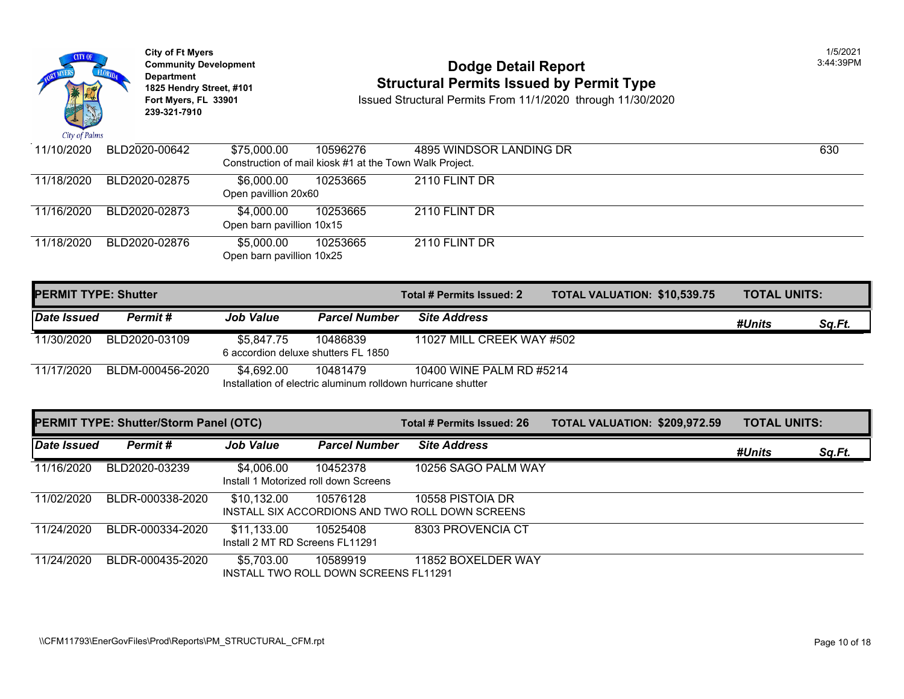**City of Ft Myers**
**Community Development Department**
**1825 Hendry Street, #101**
**Fort Myers, FL 33901**
**239-321-7910**

## Dodge Detail Report
## Structural Permits Issued by Permit Type

Issued Structural Permits From 11/1/2020 through 11/30/2020

1/5/2021
3:44:39PM

| Date Issued | Permit # | Job Value | Parcel Number | Site Address | #Units | Sq.Ft. |
|---|---|---|---|---|---|---|
| 11/10/2020 | BLD2020-00642 | $75,000.00 | 10596276 | 4895 WINDSOR LANDING DR | | 630 |
| | | Construction of mail kiosk #1 at the Town Walk Project. | | | | |
| 11/18/2020 | BLD2020-02875 | $6,000.00 | 10253665 | 2110 FLINT DR | | |
| | | Open pavillion 20x60 | | | | |
| 11/16/2020 | BLD2020-02873 | $4,000.00 | 10253665 | 2110 FLINT DR | | |
| | | Open barn pavillion 10x15 | | | | |
| 11/18/2020 | BLD2020-02876 | $5,000.00 | 10253665 | 2110 FLINT DR | | |
| | | Open barn pavillion 10x25 | | | | |

**PERMIT TYPE: Shutter** — **Total # Permits Issued: 2** — **TOTAL VALUATION: $10,539.75** — **TOTAL UNITS:**

| Date Issued | Permit # | Job Value | Parcel Number | Site Address | #Units | Sq.Ft. |
|---|---|---|---|---|---|---|
| 11/30/2020 | BLD2020-03109 | $5,847.75 | 10486839 | 11027 MILL CREEK WAY #502 | | |
| | | 6 accordion deluxe shutters FL 1850 | | | | |
| 11/17/2020 | BLDM-000456-2020 | $4,692.00 | 10481479 | 10400 WINE PALM RD #5214 | | |
| | | Installation of electric aluminum rolldown hurricane shutter | | | | |

**PERMIT TYPE: Shutter/Storm Panel (OTC)** — **Total # Permits Issued: 26** — **TOTAL VALUATION: $209,972.59** — **TOTAL UNITS:**

| Date Issued | Permit # | Job Value | Parcel Number | Site Address | #Units | Sq.Ft. |
|---|---|---|---|---|---|---|
| 11/16/2020 | BLD2020-03239 | $4,006.00 | 10452378 | 10256 SAGO PALM WAY | | |
| | | Install 1 Motorized roll down Screens | | | | |
| 11/02/2020 | BLDR-000338-2020 | $10,132.00 | 10576128 | 10558 PISTOIA DR | | |
| | | INSTALL SIX ACCORDIONS AND TWO ROLL DOWN SCREENS | | | | |
| 11/24/2020 | BLDR-000334-2020 | $11,133.00 | 10525408 | 8303 PROVENCIA CT | | |
| | | Install 2 MT RD Screens FL11291 | | | | |
| 11/24/2020 | BLDR-000435-2020 | $5,703.00 | 10589919 | 11852 BOXELDER WAY | | |
| | | INSTALL TWO ROLL DOWN SCREENS FL11291 | | | | |

\\CFM11793\EnerGovFiles\Prod\Reports\PM_STRUCTURAL_CFM.rpt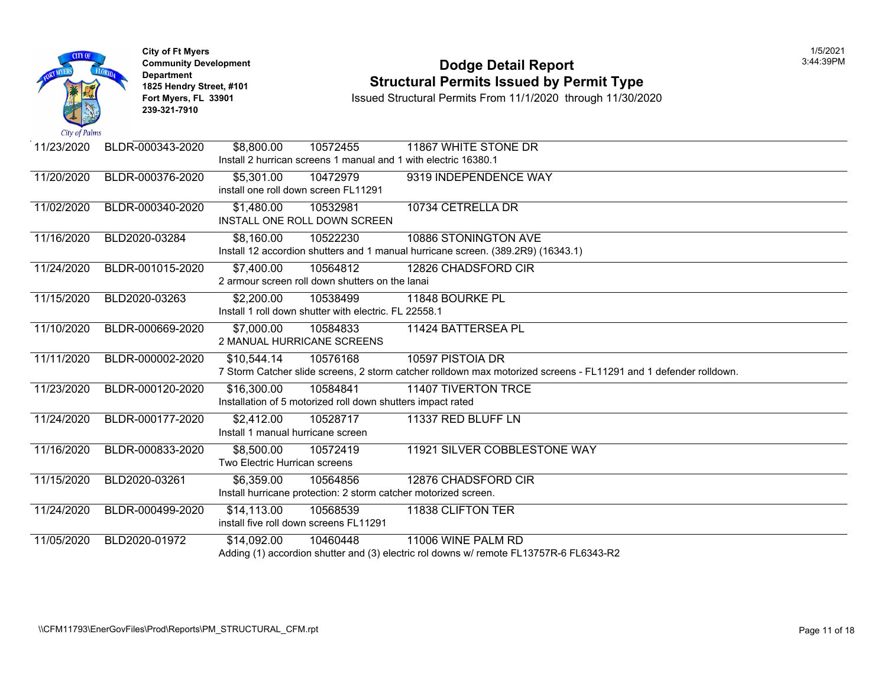City of Ft Myers
Community Development Department
1825 Hendry Street, #101
Fort Myers, FL 33901
239-321-7910

# Dodge Detail Report

## Structural Permits Issued by Permit Type

Issued Structural Permits From 11/1/2020 through 11/30/2020

1/5/2021
3:44:39PM

| Date | Permit Number | Valuation | Parcel | Address |
|---|---|---|---|---|
| 11/23/2020 | BLDR-000343-2020 | $8,800.00 | 10572455 | 11867 WHITE STONE DR |
| | | Install 2 hurrican screens 1 manual and 1 with electric 16380.1 | | |
| 11/20/2020 | BLDR-000376-2020 | $5,301.00 | 10472979 | 9319 INDEPENDENCE WAY |
| | | install one roll down screen FL11291 | | |
| 11/02/2020 | BLDR-000340-2020 | $1,480.00 | 10532981 | 10734 CETRELLA DR |
| | | INSTALL ONE ROLL DOWN SCREEN | | |
| 11/16/2020 | BLD2020-03284 | $8,160.00 | 10522230 | 10886 STONINGTON AVE |
| | | Install 12 accordion shutters and 1 manual hurricane screen. (389.2R9) (16343.1) | | |
| 11/24/2020 | BLDR-001015-2020 | $7,400.00 | 10564812 | 12826 CHADSFORD CIR |
| | | 2 armour screen roll down shutters on the lanai | | |
| 11/15/2020 | BLD2020-03263 | $2,200.00 | 10538499 | 11848 BOURKE PL |
| | | Install 1 roll down shutter with electric. FL 22558.1 | | |
| 11/10/2020 | BLDR-000669-2020 | $7,000.00 | 10584833 | 11424 BATTERSEA PL |
| | | 2 MANUAL HURRICANE SCREENS | | |
| 11/11/2020 | BLDR-000002-2020 | $10,544.14 | 10576168 | 10597 PISTOIA DR |
| | | 7 Storm Catcher slide screens, 2 storm catcher rolldown max motorized screens - FL11291 and 1 defender rolldown. | | |
| 11/23/2020 | BLDR-000120-2020 | $16,300.00 | 10584841 | 11407 TIVERTON TRCE |
| | | Installation of 5 motorized roll down shutters impact rated | | |
| 11/24/2020 | BLDR-000177-2020 | $2,412.00 | 10528717 | 11337 RED BLUFF LN |
| | | Install 1 manual hurricane screen | | |
| 11/16/2020 | BLDR-000833-2020 | $8,500.00 | 10572419 | 11921 SILVER COBBLESTONE WAY |
| | | Two Electric Hurrican screens | | |
| 11/15/2020 | BLD2020-03261 | $6,359.00 | 10564856 | 12876 CHADSFORD CIR |
| | | Install hurricane protection: 2 storm catcher motorized screen. | | |
| 11/24/2020 | BLDR-000499-2020 | $14,113.00 | 10568539 | 11838 CLIFTON TER |
| | | install five roll down screens FL11291 | | |
| 11/05/2020 | BLD2020-01972 | $14,092.00 | 10460448 | 11006 WINE PALM RD |
| | | Adding (1) accordion shutter and (3) electric rol downs w/ remote FL13757R-6 FL6343-R2 | | |

\\CFM11793\EnerGovFiles\Prod\Reports\PM_STRUCTURAL_CFM.rpt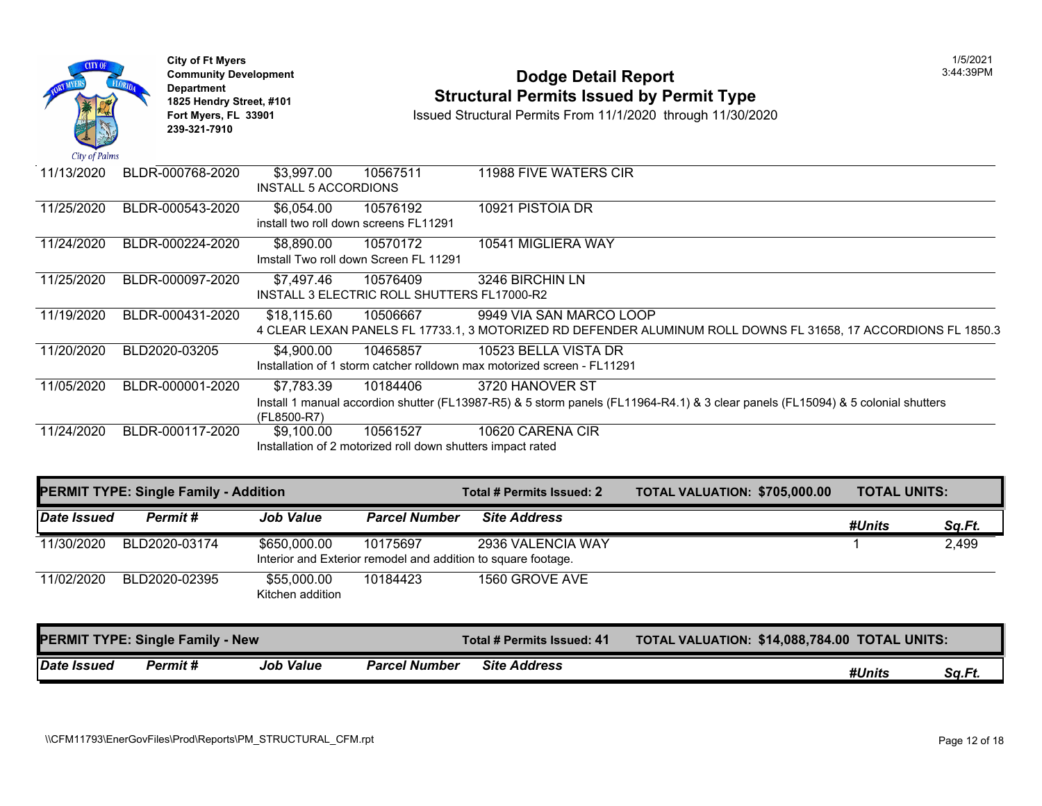City of Ft Myers
Community Development Department
1825 Hendry Street, #101
Fort Myers, FL 33901
239-321-7910

# Dodge Detail Report
## Structural Permits Issued by Permit Type

Issued Structural Permits From 11/1/2020 through 11/30/2020

1/5/2021
3:44:39PM

| Date Issued | Permit # | Job Value | Parcel Number | Site Address | #Units | Sq.Ft. |
|---|---|---|---|---|---|---|
| 11/13/2020 | BLDR-000768-2020 | $3,997.00 | 10567511 | 11988 FIVE WATERS CIR | | |
| | | INSTALL 5 ACCORDIONS | | | | |
| 11/25/2020 | BLDR-000543-2020 | $6,054.00 | 10576192 | 10921 PISTOIA DR | | |
| | | install two roll down screens FL11291 | | | | |
| 11/24/2020 | BLDR-000224-2020 | $8,890.00 | 10570172 | 10541 MIGLIERA WAY | | |
| | | Imstall Two roll down Screen FL 11291 | | | | |
| 11/25/2020 | BLDR-000097-2020 | $7,497.46 | 10576409 | 3246 BIRCHIN LN | | |
| | | INSTALL 3 ELECTRIC ROLL SHUTTERS FL17000-R2 | | | | |
| 11/19/2020 | BLDR-000431-2020 | $18,115.60 | 10506667 | 9949 VIA SAN MARCO LOOP | | |
| | | 4 CLEAR LEXAN PANELS FL 17733.1, 3 MOTORIZED RD DEFENDER ALUMINUM ROLL DOWNS FL 31658, 17 ACCORDIONS FL 1850.3 | | | | |
| 11/20/2020 | BLD2020-03205 | $4,900.00 | 10465857 | 10523 BELLA VISTA DR | | |
| | | Installation of 1 storm catcher rolldown max motorized screen - FL11291 | | | | |
| 11/05/2020 | BLDR-000001-2020 | $7,783.39 | 10184406 | 3720 HANOVER ST | | |
| | | Install 1 manual accordion shutter (FL13987-R5) & 5 storm panels (FL11964-R4.1) & 3 clear panels (FL15094) & 5 colonial shutters (FL8500-R7) | | | | |
| 11/24/2020 | BLDR-000117-2020 | $9,100.00 | 10561527 | 10620 CARENA CIR | | |
| | | Installation of 2 motorized roll down shutters impact rated | | | | |

**PERMIT TYPE: Single Family - Addition** | **Total # Permits Issued: 2** | **TOTAL VALUATION: $705,000.00** | **TOTAL UNITS:**

| Date Issued | Permit # | Job Value | Parcel Number | Site Address | #Units | Sq.Ft. |
|---|---|---|---|---|---|---|
| 11/30/2020 | BLD2020-03174 | $650,000.00 | 10175697 | 2936 VALENCIA WAY | 1 | 2,499 |
| | | Interior and Exterior remodel and addition to square footage. | | | | |
| 11/02/2020 | BLD2020-02395 | $55,000.00 | 10184423 | 1560 GROVE AVE | | |
| | | Kitchen addition | | | | |

**PERMIT TYPE: Single Family - New** | **Total # Permits Issued: 41** | **TOTAL VALUATION: $14,088,784.00** | **TOTAL UNITS:**

| Date Issued | Permit # | Job Value | Parcel Number | Site Address | #Units | Sq.Ft. |
|---|---|---|---|---|---|---|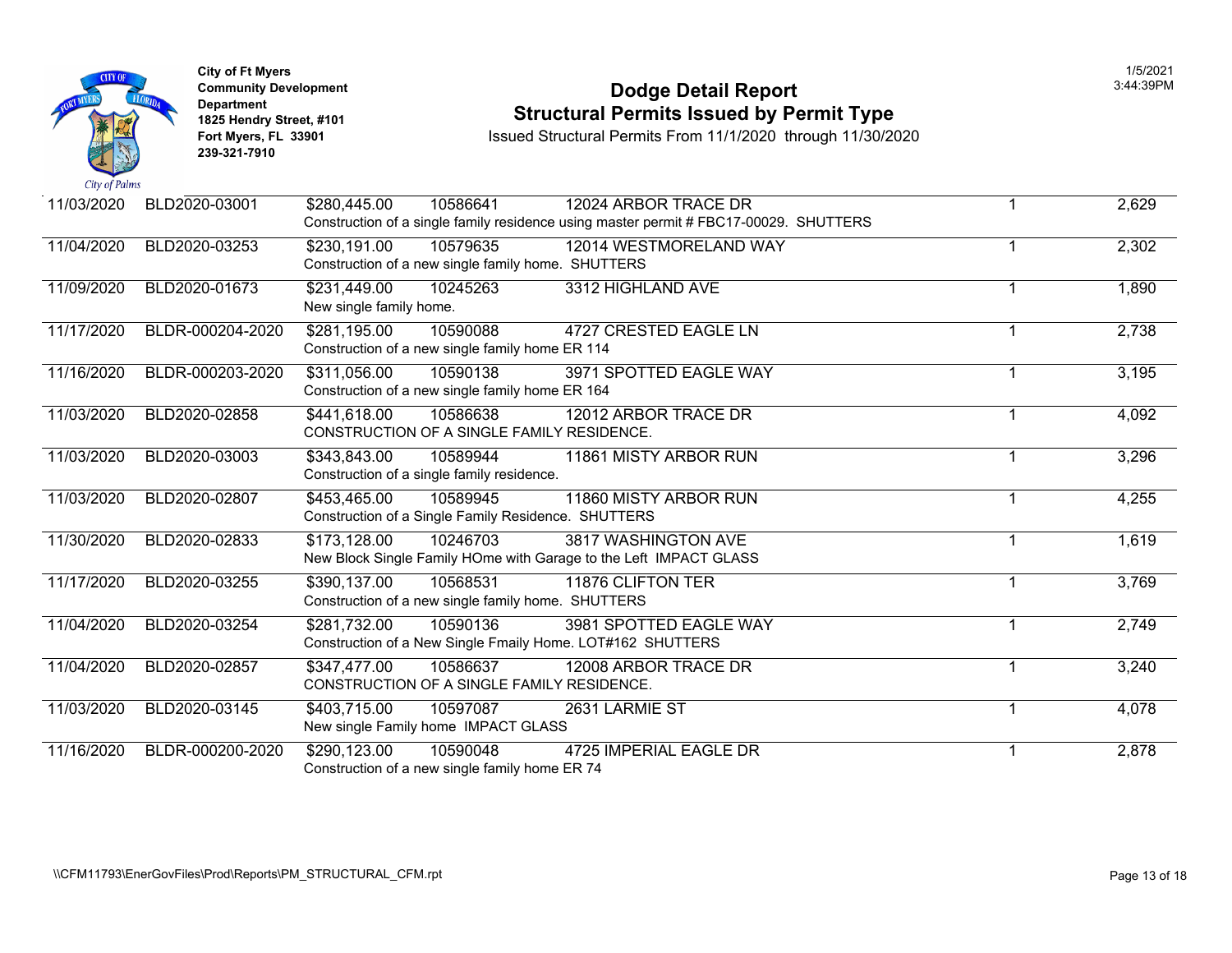City of Ft Myers
Community Development Department
1825 Hendry Street, #101
Fort Myers, FL 33901
239-321-7910

# Dodge Detail Report
## Structural Permits Issued by Permit Type

Issued Structural Permits From 11/1/2020 through 11/30/2020

1/5/2021
3:44:39PM

| Date | Permit # | Valuation | Parcel | Address | Units | Sq Ft |
|---|---|---|---|---|---|---|
| 11/03/2020 | BLD2020-03001 | $280,445.00 | 10586641 | 12024 ARBOR TRACE DR | 1 | 2,629 |
| | | Construction of a single family residence using master permit # FBC17-00029. SHUTTERS | | | | |
| 11/04/2020 | BLD2020-03253 | $230,191.00 | 10579635 | 12014 WESTMORELAND WAY | 1 | 2,302 |
| | | Construction of a new single family home. SHUTTERS | | | | |
| 11/09/2020 | BLD2020-01673 | $231,449.00 | 10245263 | 3312 HIGHLAND AVE | 1 | 1,890 |
| | | New single family home. | | | | |
| 11/17/2020 | BLDR-000204-2020 | $281,195.00 | 10590088 | 4727 CRESTED EAGLE LN | 1 | 2,738 |
| | | Construction of a new single family home ER 114 | | | | |
| 11/16/2020 | BLDR-000203-2020 | $311,056.00 | 10590138 | 3971 SPOTTED EAGLE WAY | 1 | 3,195 |
| | | Construction of a new single family home ER 164 | | | | |
| 11/03/2020 | BLD2020-02858 | $441,618.00 | 10586638 | 12012 ARBOR TRACE DR | 1 | 4,092 |
| | | CONSTRUCTION OF A SINGLE FAMILY RESIDENCE. | | | | |
| 11/03/2020 | BLD2020-03003 | $343,843.00 | 10589944 | 11861 MISTY ARBOR RUN | 1 | 3,296 |
| | | Construction of a single family residence. | | | | |
| 11/03/2020 | BLD2020-02807 | $453,465.00 | 10589945 | 11860 MISTY ARBOR RUN | 1 | 4,255 |
| | | Construction of a Single Family Residence. SHUTTERS | | | | |
| 11/30/2020 | BLD2020-02833 | $173,128.00 | 10246703 | 3817 WASHINGTON AVE | 1 | 1,619 |
| | | New Block Single Family HOme with Garage to the Left IMPACT GLASS | | | | |
| 11/17/2020 | BLD2020-03255 | $390,137.00 | 10568531 | 11876 CLIFTON TER | 1 | 3,769 |
| | | Construction of a new single family home. SHUTTERS | | | | |
| 11/04/2020 | BLD2020-03254 | $281,732.00 | 10590136 | 3981 SPOTTED EAGLE WAY | 1 | 2,749 |
| | | Construction of a New Single Fmaily Home. LOT#162 SHUTTERS | | | | |
| 11/04/2020 | BLD2020-02857 | $347,477.00 | 10586637 | 12008 ARBOR TRACE DR | 1 | 3,240 |
| | | CONSTRUCTION OF A SINGLE FAMILY RESIDENCE. | | | | |
| 11/03/2020 | BLD2020-03145 | $403,715.00 | 10597087 | 2631 LARMIE ST | 1 | 4,078 |
| | | New single Family home IMPACT GLASS | | | | |
| 11/16/2020 | BLDR-000200-2020 | $290,123.00 | 10590048 | 4725 IMPERIAL EAGLE DR | 1 | 2,878 |
| | | Construction of a new single family home ER 74 | | | | |

\\CFM11793\EnerGovFiles\Prod\Reports\PM_STRUCTURAL_CFM.rpt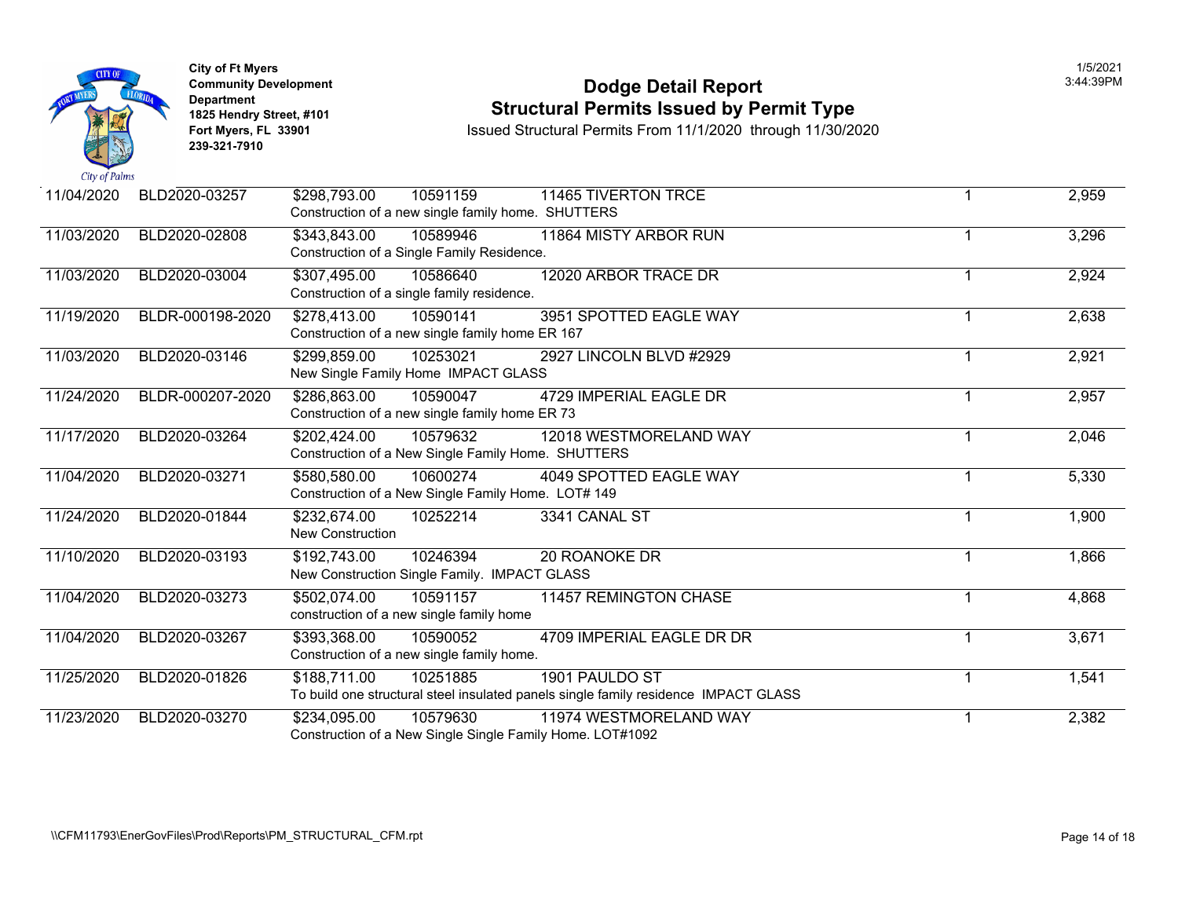City of Ft Myers
Community Development Department
1825 Hendry Street, #101
Fort Myers, FL 33901
239-321-7910

# Dodge Detail Report
## Structural Permits Issued by Permit Type

Issued Structural Permits From 11/1/2020 through 11/30/2020

1/5/2021
3:44:39PM

| Date | Permit # | Value | Parcel | Address / Description | Units | Sq Ft |
|---|---|---|---|---|---|---|
| 11/04/2020 | BLD2020-03257 | $298,793.00 | 10591159 | 11465 TIVERTON TRCE<br>Construction of a new single family home. SHUTTERS | 1 | 2,959 |
| 11/03/2020 | BLD2020-02808 | $343,843.00 | 10589946 | 11864 MISTY ARBOR RUN<br>Construction of a Single Family Residence. | 1 | 3,296 |
| 11/03/2020 | BLD2020-03004 | $307,495.00 | 10586640 | 12020 ARBOR TRACE DR<br>Construction of a single family residence. | 1 | 2,924 |
| 11/19/2020 | BLDR-000198-2020 | $278,413.00 | 10590141 | 3951 SPOTTED EAGLE WAY<br>Construction of a new single family home ER 167 | 1 | 2,638 |
| 11/03/2020 | BLD2020-03146 | $299,859.00 | 10253021 | 2927 LINCOLN BLVD #2929<br>New Single Family Home IMPACT GLASS | 1 | 2,921 |
| 11/24/2020 | BLDR-000207-2020 | $286,863.00 | 10590047 | 4729 IMPERIAL EAGLE DR<br>Construction of a new single family home ER 73 | 1 | 2,957 |
| 11/17/2020 | BLD2020-03264 | $202,424.00 | 10579632 | 12018 WESTMORELAND WAY<br>Construction of a New Single Family Home. SHUTTERS | 1 | 2,046 |
| 11/04/2020 | BLD2020-03271 | $580,580.00 | 10600274 | 4049 SPOTTED EAGLE WAY<br>Construction of a New Single Family Home. LOT# 149 | 1 | 5,330 |
| 11/24/2020 | BLD2020-01844 | $232,674.00 | 10252214 | 3341 CANAL ST<br>New Construction | 1 | 1,900 |
| 11/10/2020 | BLD2020-03193 | $192,743.00 | 10246394 | 20 ROANOKE DR<br>New Construction Single Family. IMPACT GLASS | 1 | 1,866 |
| 11/04/2020 | BLD2020-03273 | $502,074.00 | 10591157 | 11457 REMINGTON CHASE<br>construction of a new single family home | 1 | 4,868 |
| 11/04/2020 | BLD2020-03267 | $393,368.00 | 10590052 | 4709 IMPERIAL EAGLE DR DR<br>Construction of a new single family home. | 1 | 3,671 |
| 11/25/2020 | BLD2020-01826 | $188,711.00 | 10251885 | 1901 PAULDO ST<br>To build one structural steel insulated panels single family residence IMPACT GLASS | 1 | 1,541 |
| 11/23/2020 | BLD2020-03270 | $234,095.00 | 10579630 | 11974 WESTMORELAND WAY<br>Construction of a New Single Single Family Home. LOT#1092 | 1 | 2,382 |

\\CFM11793\EnerGovFiles\Prod\Reports\PM_STRUCTURAL_CFM.rpt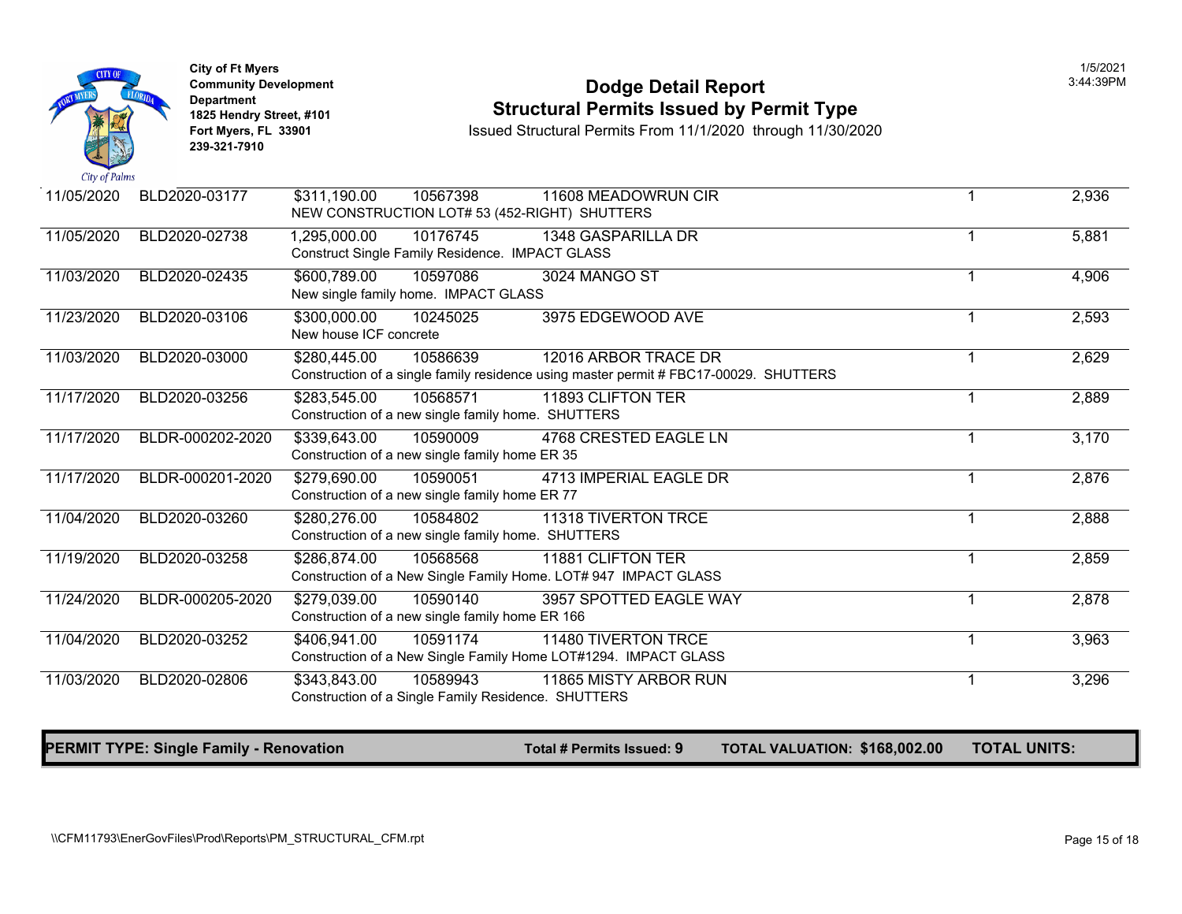City of Ft Myers
Community Development Department
1825 Hendry Street, #101
Fort Myers, FL 33901
239-321-7910

# Dodge Detail Report

## Structural Permits Issued by Permit Type

Issued Structural Permits From 11/1/2020 through 11/30/2020

1/5/2021
3:44:39PM

| Date | Permit # | Valuation | Parcel | Address / Description | Units | Sq Ft |
|---|---|---|---|---|---|---|
| 11/05/2020 | BLD2020-03177 | $311,190.00 | 10567398 | 11608 MEADOWRUN CIR<br>NEW CONSTRUCTION LOT# 53 (452-RIGHT) SHUTTERS | 1 | 2,936 |
| 11/05/2020 | BLD2020-02738 | 1,295,000.00 | 10176745 | 1348 GASPARILLA DR<br>Construct Single Family Residence. IMPACT GLASS | 1 | 5,881 |
| 11/03/2020 | BLD2020-02435 | $600,789.00 | 10597086 | 3024 MANGO ST<br>New single family home. IMPACT GLASS | 1 | 4,906 |
| 11/23/2020 | BLD2020-03106 | $300,000.00 | 10245025 | 3975 EDGEWOOD AVE<br>New house ICF concrete | 1 | 2,593 |
| 11/03/2020 | BLD2020-03000 | $280,445.00 | 10586639 | 12016 ARBOR TRACE DR<br>Construction of a single family residence using master permit # FBC17-00029. SHUTTERS | 1 | 2,629 |
| 11/17/2020 | BLD2020-03256 | $283,545.00 | 10568571 | 11893 CLIFTON TER<br>Construction of a new single family home. SHUTTERS | 1 | 2,889 |
| 11/17/2020 | BLDR-000202-2020 | $339,643.00 | 10590009 | 4768 CRESTED EAGLE LN<br>Construction of a new single family home ER 35 | 1 | 3,170 |
| 11/17/2020 | BLDR-000201-2020 | $279,690.00 | 10590051 | 4713 IMPERIAL EAGLE DR<br>Construction of a new single family home ER 77 | 1 | 2,876 |
| 11/04/2020 | BLD2020-03260 | $280,276.00 | 10584802 | 11318 TIVERTON TRCE<br>Construction of a new single family home. SHUTTERS | 1 | 2,888 |
| 11/19/2020 | BLD2020-03258 | $286,874.00 | 10568568 | 11881 CLIFTON TER<br>Construction of a New Single Family Home. LOT# 947 IMPACT GLASS | 1 | 2,859 |
| 11/24/2020 | BLDR-000205-2020 | $279,039.00 | 10590140 | 3957 SPOTTED EAGLE WAY<br>Construction of a new single family home ER 166 | 1 | 2,878 |
| 11/04/2020 | BLD2020-03252 | $406,941.00 | 10591174 | 11480 TIVERTON TRCE<br>Construction of a New Single Family Home LOT#1294. IMPACT GLASS | 1 | 3,963 |
| 11/03/2020 | BLD2020-02806 | $343,843.00 | 10589943 | 11865 MISTY ARBOR RUN<br>Construction of a Single Family Residence. SHUTTERS | 1 | 3,296 |

**PERMIT TYPE: Single Family - Renovation** | **Total # Permits Issued: 9** | **TOTAL VALUATION: $168,002.00** | **TOTAL UNITS:**

\\CFM11793\EnerGovFiles\Prod\Reports\PM_STRUCTURAL_CFM.rpt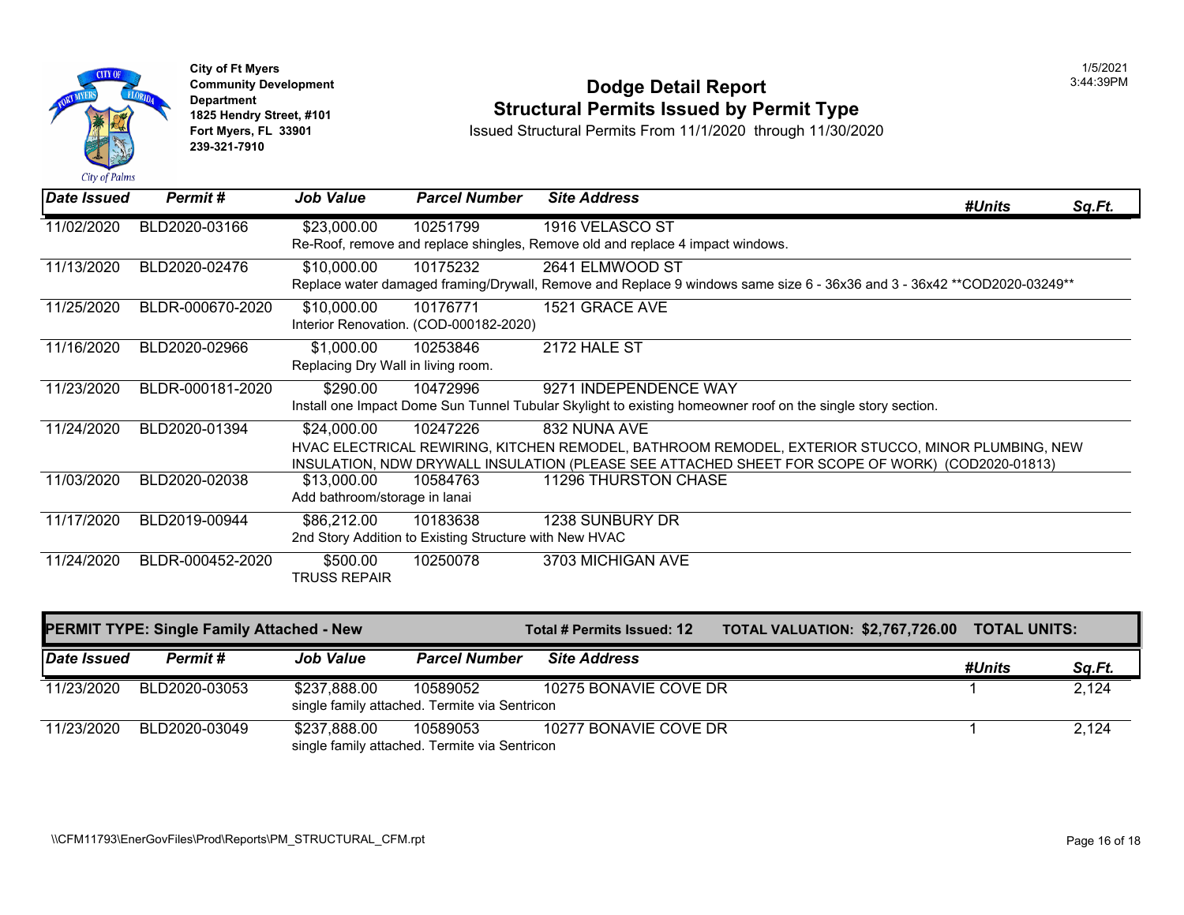City of Ft Myers
Community Development Department
1825 Hendry Street, #101
Fort Myers, FL 33901
239-321-7910

# Dodge Detail Report
## Structural Permits Issued by Permit Type

Issued Structural Permits From 11/1/2020 through 11/30/2020

1/5/2021
3:44:39PM

| Date Issued | Permit # | Job Value | Parcel Number | Site Address | #Units | Sq.Ft. |
|---|---|---|---|---|---|---|
| 11/02/2020 | BLD2020-03166 | $23,000.00 | 10251799 | 1916 VELASCO ST | | |
| | | Re-Roof, remove and replace shingles, Remove old and replace 4 impact windows. | | | | |
| 11/13/2020 | BLD2020-02476 | $10,000.00 | 10175232 | 2641 ELMWOOD ST | | |
| | | Replace water damaged framing/Drywall, Remove and Replace 9 windows same size 6 - 36x36 and 3 - 36x42 **COD2020-03249** | | | | |
| 11/25/2020 | BLDR-000670-2020 | $10,000.00 | 10176771 | 1521 GRACE AVE | | |
| | | Interior Renovation. (COD-000182-2020) | | | | |
| 11/16/2020 | BLD2020-02966 | $1,000.00 | 10253846 | 2172 HALE ST | | |
| | | Replacing Dry Wall in living room. | | | | |
| 11/23/2020 | BLDR-000181-2020 | $290.00 | 10472996 | 9271 INDEPENDENCE WAY | | |
| | | Install one Impact Dome Sun Tunnel Tubular Skylight to existing homeowner roof on the single story section. | | | | |
| 11/24/2020 | BLD2020-01394 | $24,000.00 | 10247226 | 832 NUNA AVE | | |
| | | HVAC ELECTRICAL REWIRING, KITCHEN REMODEL, BATHROOM REMODEL, EXTERIOR STUCCO, MINOR PLUMBING, NEW INSULATION, NDW DRYWALL INSULATION (PLEASE SEE ATTACHED SHEET FOR SCOPE OF WORK) (COD2020-01813) | | | | |
| 11/03/2020 | BLD2020-02038 | $13,000.00 | 10584763 | 11296 THURSTON CHASE | | |
| | | Add bathroom/storage in lanai | | | | |
| 11/17/2020 | BLD2019-00944 | $86,212.00 | 10183638 | 1238 SUNBURY DR | | |
| | | 2nd Story Addition to Existing Structure with New HVAC | | | | |
| 11/24/2020 | BLDR-000452-2020 | $500.00 | 10250078 | 3703 MICHIGAN AVE | | |
| | | TRUSS REPAIR | | | | |

**PERMIT TYPE: Single Family Attached - New** | **Total # Permits Issued: 12** | **TOTAL VALUATION: $2,767,726.00** | **TOTAL UNITS:**

| Date Issued | Permit # | Job Value | Parcel Number | Site Address | #Units | Sq.Ft. |
|---|---|---|---|---|---|---|
| 11/23/2020 | BLD2020-03053 | $237,888.00 | 10589052 | 10275 BONAVIE COVE DR | 1 | 2,124 |
| | | single family attached. Termite via Sentricon | | | | |
| 11/23/2020 | BLD2020-03049 | $237,888.00 | 10589053 | 10277 BONAVIE COVE DR | 1 | 2,124 |
| | | single family attached. Termite via Sentricon | | | | |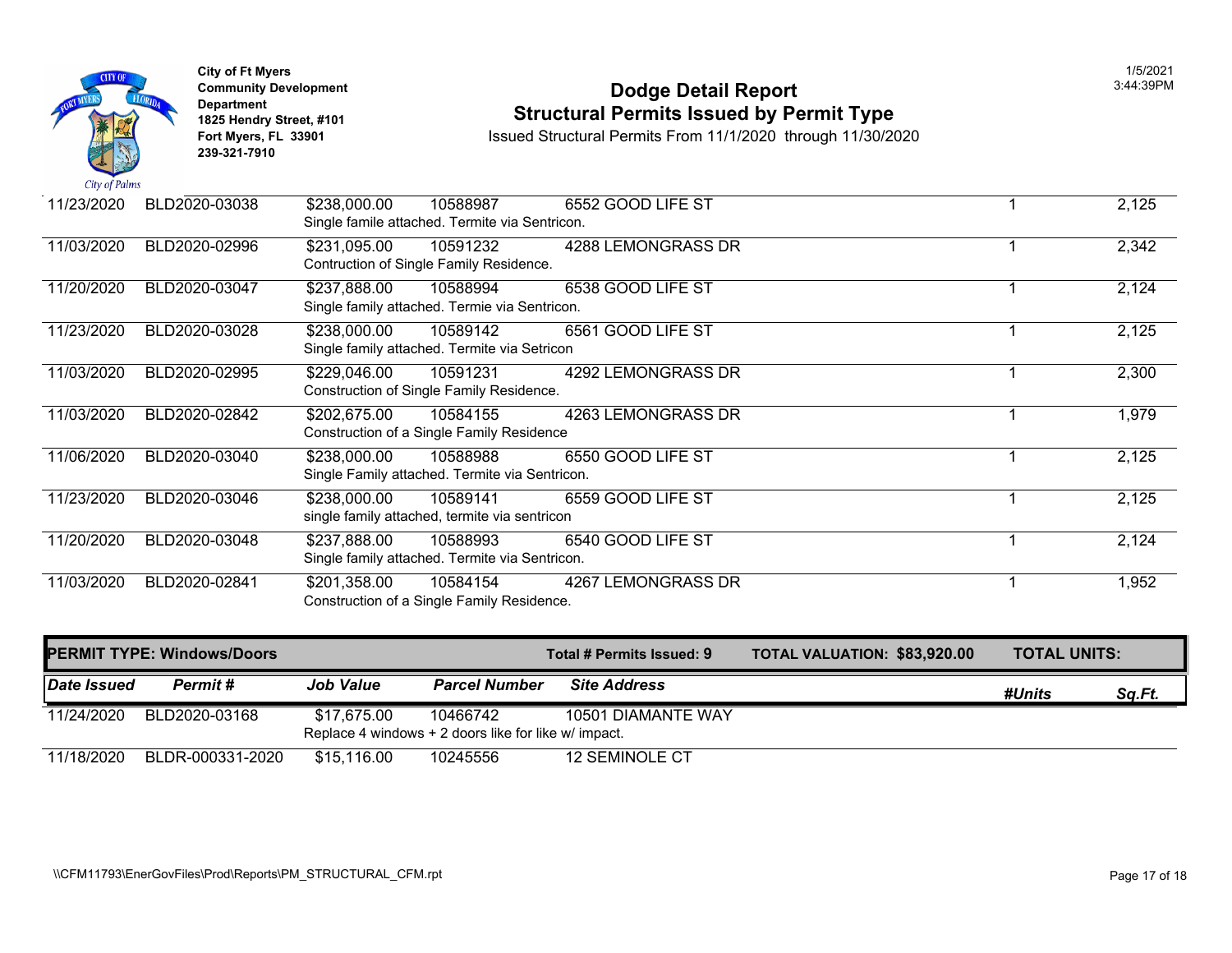City of Ft Myers
Community Development Department
1825 Hendry Street, #101
Fort Myers, FL 33901
239-321-7910

# Dodge Detail Report
## Structural Permits Issued by Permit Type
Issued Structural Permits From 11/1/2020 through 11/30/2020

1/5/2021
3:44:39PM

| Date Issued | Permit # | Job Value | Parcel Number | Site Address | #Units | Sq.Ft. |
|---|---|---|---|---|---|---|
| 11/23/2020 | BLD2020-03038 | $238,000.00 | 10588987 | 6552 GOOD LIFE ST | 1 | 2,125 |
| | | Single famile attached. Termite via Sentricon. | | | | |
| 11/03/2020 | BLD2020-02996 | $231,095.00 | 10591232 | 4288 LEMONGRASS DR | 1 | 2,342 |
| | | Contruction of Single Family Residence. | | | | |
| 11/20/2020 | BLD2020-03047 | $237,888.00 | 10588994 | 6538 GOOD LIFE ST | 1 | 2,124 |
| | | Single family attached. Termie via Sentricon. | | | | |
| 11/23/2020 | BLD2020-03028 | $238,000.00 | 10589142 | 6561 GOOD LIFE ST | 1 | 2,125 |
| | | Single family attached. Termite via Setricon | | | | |
| 11/03/2020 | BLD2020-02995 | $229,046.00 | 10591231 | 4292 LEMONGRASS DR | 1 | 2,300 |
| | | Construction of Single Family Residence. | | | | |
| 11/03/2020 | BLD2020-02842 | $202,675.00 | 10584155 | 4263 LEMONGRASS DR | 1 | 1,979 |
| | | Construction of a Single Family Residence | | | | |
| 11/06/2020 | BLD2020-03040 | $238,000.00 | 10588988 | 6550 GOOD LIFE ST | 1 | 2,125 |
| | | Single Family attached. Termite via Sentricon. | | | | |
| 11/23/2020 | BLD2020-03046 | $238,000.00 | 10589141 | 6559 GOOD LIFE ST | 1 | 2,125 |
| | | single family attached, termite via sentricon | | | | |
| 11/20/2020 | BLD2020-03048 | $237,888.00 | 10588993 | 6540 GOOD LIFE ST | 1 | 2,124 |
| | | Single family attached. Termite via Sentricon. | | | | |
| 11/03/2020 | BLD2020-02841 | $201,358.00 | 10584154 | 4267 LEMONGRASS DR | 1 | 1,952 |
| | | Construction of a Single Family Residence. | | | | |

**PERMIT TYPE: Windows/Doors** | **Total # Permits Issued: 9** | **TOTAL VALUATION: $83,920.00** | **TOTAL UNITS:**

| *Date Issued* | *Permit #* | *Job Value* | *Parcel Number* | *Site Address* | *#Units* | *Sq.Ft.* |
|---|---|---|---|---|---|---|
| 11/24/2020 | BLD2020-03168 | $17,675.00 | 10466742 | 10501 DIAMANTE WAY | | |
| | | Replace 4 windows + 2 doors like for like w/ impact. | | | | |
| 11/18/2020 | BLDR-000331-2020 | $15,116.00 | 10245556 | 12 SEMINOLE CT | | |

\\CFM11793\EnerGovFiles\Prod\Reports\PM_STRUCTURAL_CFM.rpt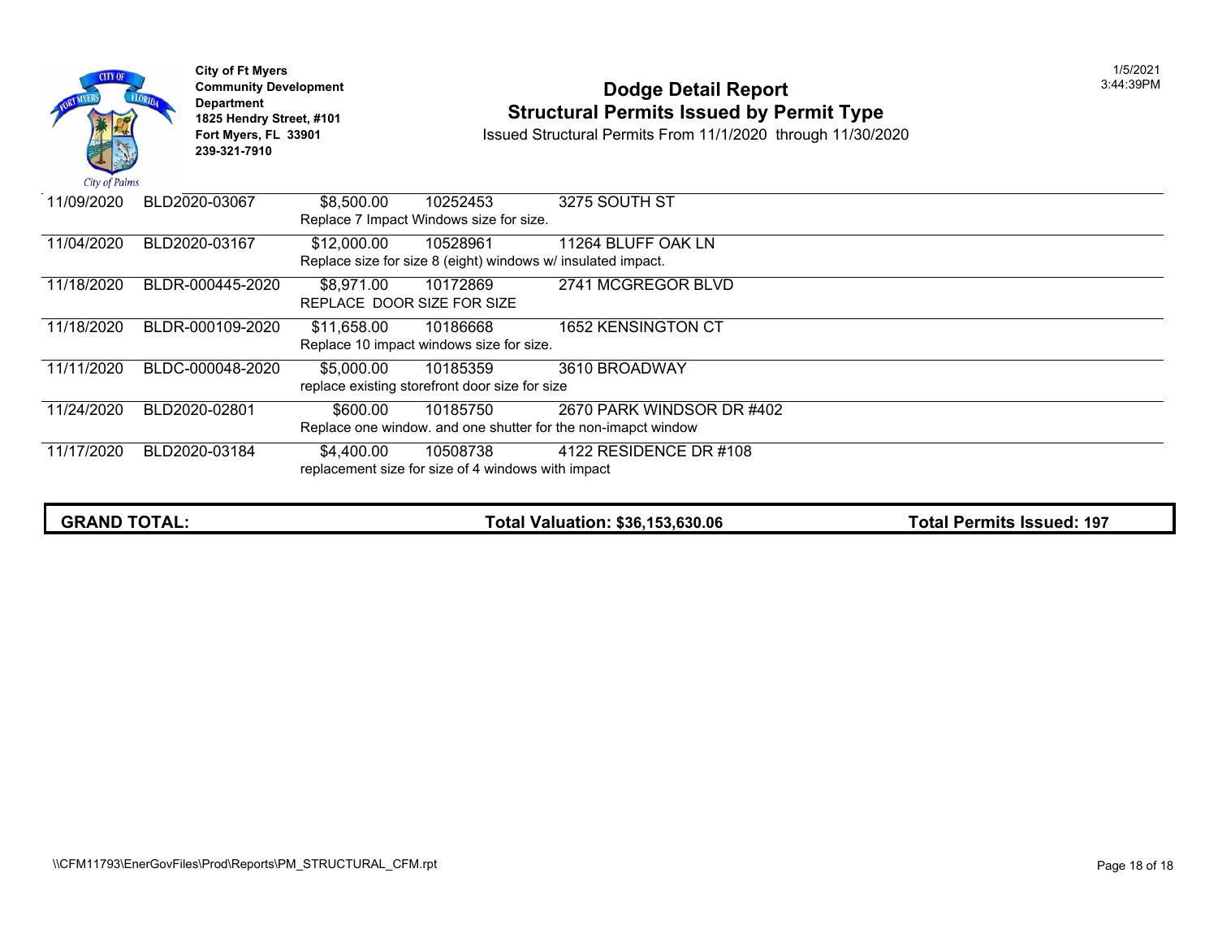City of Ft Myers
Community Development Department
1825 Hendry Street, #101
Fort Myers, FL 33901
239-321-7910

# Dodge Detail Report
## Structural Permits Issued by Permit Type

Issued Structural Permits From 11/1/2020 through 11/30/2020

1/5/2021
3:44:39PM

| | | | | |
|---|---|---|---|---|
| 11/09/2020 | BLD2020-03067 | $8,500.00 | 10252453 | 3275 SOUTH ST |
| | | Replace 7 Impact Windows size for size. | | |
| 11/04/2020 | BLD2020-03167 | $12,000.00 | 10528961 | 11264 BLUFF OAK LN |
| | | Replace size for size 8 (eight) windows w/ insulated impact. | | |
| 11/18/2020 | BLDR-000445-2020 | $8,971.00 | 10172869 | 2741 MCGREGOR BLVD |
| | | REPLACE DOOR SIZE FOR SIZE | | |
| 11/18/2020 | BLDR-000109-2020 | $11,658.00 | 10186668 | 1652 KENSINGTON CT |
| | | Replace 10 impact windows size for size. | | |
| 11/11/2020 | BLDC-000048-2020 | $5,000.00 | 10185359 | 3610 BROADWAY |
| | | replace existing storefront door size for size | | |
| 11/24/2020 | BLD2020-02801 | $600.00 | 10185750 | 2670 PARK WINDSOR DR #402 |
| | | Replace one window. and one shutter for the non-imapct window | | |
| 11/17/2020 | BLD2020-03184 | $4,400.00 | 10508738 | 4122 RESIDENCE DR #108 |
| | | replacement size for size of 4 windows with impact | | |

**GRAND TOTAL:** **Total Valuation: $36,153,630.06** **Total Permits Issued: 197**

\\CFM11793\EnerGovFiles\Prod\Reports\PM_STRUCTURAL_CFM.rpt